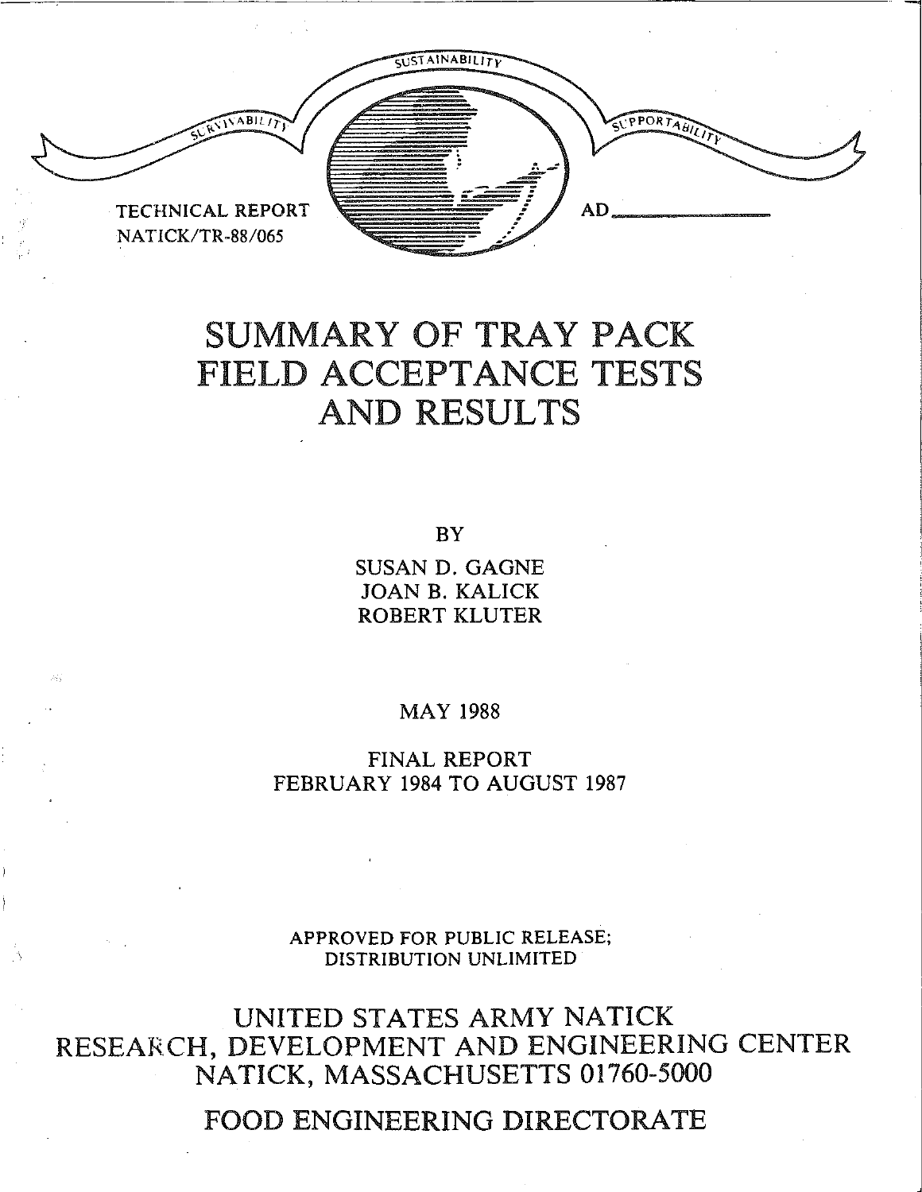SURVIVABILITY SUSTAINABILITY SUPPORTABILITY

TECHNICAL REPORT
NATICK/TR-88/065

AD\_\_\_\_\_\_\_\_\_\_

# SUMMARY OF TRAY PACK FIELD ACCEPTANCE TESTS AND RESULTS

BY

SUSAN D. GAGNE
JOAN B. KALICK
ROBERT KLUTER

MAY 1988

FINAL REPORT
FEBRUARY 1984 TO AUGUST 1987

APPROVED FOR PUBLIC RELEASE;
DISTRIBUTION UNLIMITED

UNITED STATES ARMY NATICK
RESEARCH, DEVELOPMENT AND ENGINEERING CENTER
NATICK, MASSACHUSETTS 01760-5000

FOOD ENGINEERING DIRECTORATE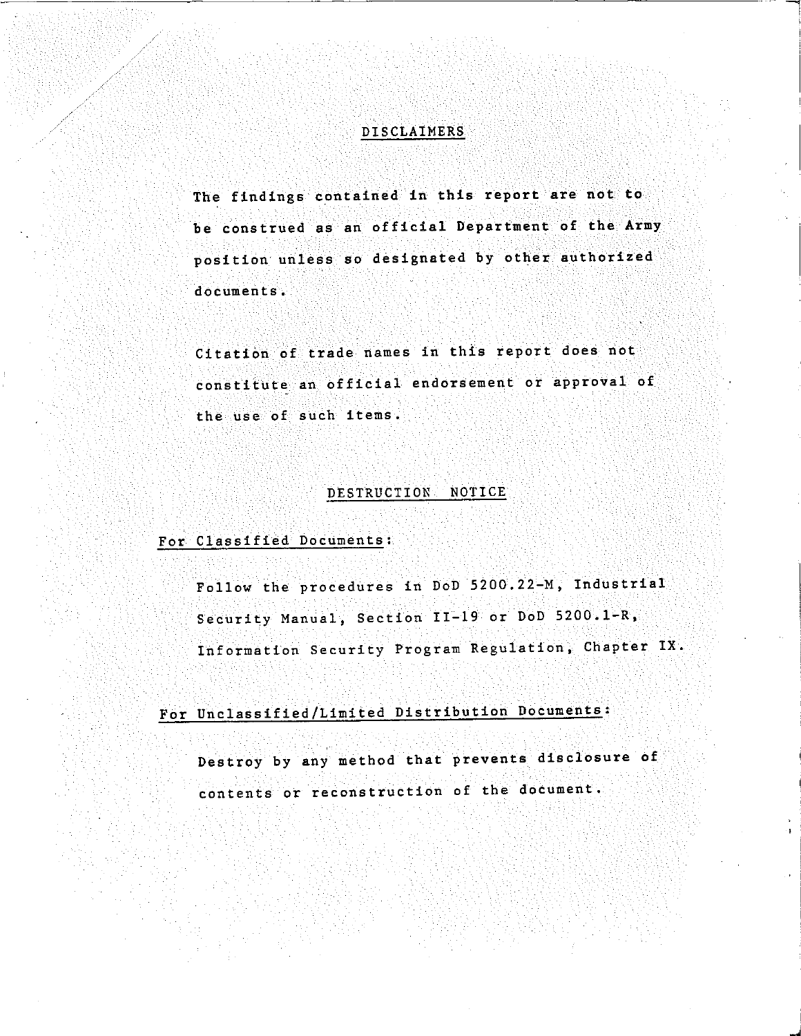## DISCLAIMERS

The findings contained in this report are not to be construed as an official Department of the Army position unless so designated by other authorized documents.

Citation of trade names in this report does not constitute an official endorsement or approval of the use of such items.

## DESTRUCTION NOTICE

For Classified Documents:

Follow the procedures in DoD 5200.22-M, Industrial Security Manual, Section II-19 or DoD 5200.1-R, Information Security Program Regulation, Chapter IX.

For Unclassified/Limited Distribution Documents:

Destroy by any method that prevents disclosure of contents or reconstruction of the document.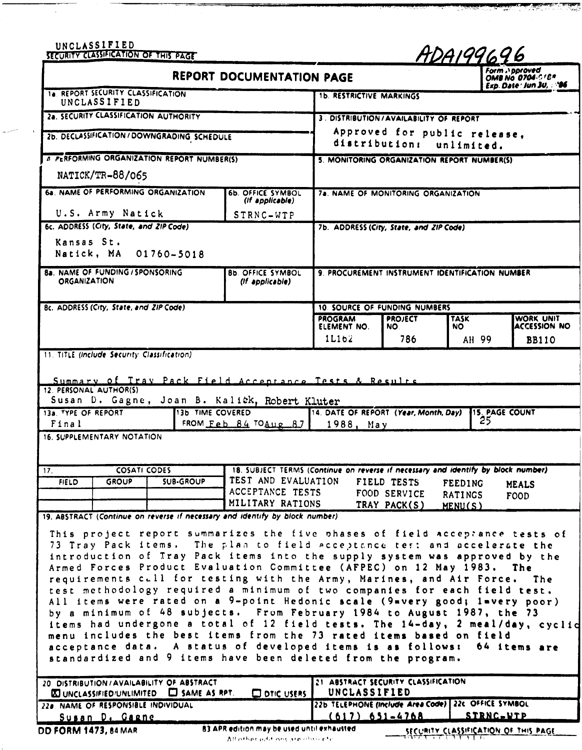UNCLASSIFIED

SECURITY CLASSIFICATION OF THIS PAGE

ADA199696

# REPORT DOCUMENTATION PAGE

Form Approved OMB No 0704-0188 Exp. Date Jun 30, 1986

| Field | Content |
|---|---|
| 1a. REPORT SECURITY CLASSIFICATION | UNCLASSIFIED |
| 1b. RESTRICTIVE MARKINGS | |
| 2a. SECURITY CLASSIFICATION AUTHORITY | |
| 2b. DECLASSIFICATION/DOWNGRADING SCHEDULE | |
| 3. DISTRIBUTION/AVAILABILITY OF REPORT | Approved for public release, distribution: unlimited. |
| 4. PERFORMING ORGANIZATION REPORT NUMBER(S) | NATICK/TR-88/065 |
| 5. MONITORING ORGANIZATION REPORT NUMBER(S) | |
| 6a. NAME OF PERFORMING ORGANIZATION | U.S. Army Natick |
| 6b. OFFICE SYMBOL (If applicable) | STRNC-WTP |
| 7a. NAME OF MONITORING ORGANIZATION | |
| 6c. ADDRESS (City, State, and ZIP Code) | Kansas St. Natick, MA 01760-5018 |
| 7b. ADDRESS (City, State, and ZIP Code) | |
| 8a. NAME OF FUNDING/SPONSORING ORGANIZATION | |
| 8b. OFFICE SYMBOL (If applicable) | |
| 9. PROCUREMENT INSTRUMENT IDENTIFICATION NUMBER | |
| 8c. ADDRESS (City, State, and ZIP Code) | |

10. SOURCE OF FUNDING NUMBERS

| PROGRAM ELEMENT NO. | PROJECT NO. | TASK NO | WORK UNIT ACCESSION NO |
|---|---|---|---|
| 1L162 | 786 | AH 99 | BB110 |

11. TITLE (Include Security Classification)

Summary of Tray Pack Field Acceptance Tests & Results

12. PERSONAL AUTHOR(S)

Susan D. Gagne, Joan B. Kalick, Robert Kluter

| 13a. TYPE OF REPORT | 13b. TIME COVERED | 14. DATE OF REPORT (Year, Month, Day) | 15. PAGE COUNT |
|---|---|---|---|
| Final | FROM Feb 84 TO Aug 87 | 1988, May | 25 |

16. SUPPLEMENTARY NOTATION

17. COSATI CODES

| FIELD | GROUP | SUB-GROUP |
|---|---|---|
| | | |

18. SUBJECT TERMS (Continue on reverse if necessary and identify by block number)

TEST AND EVALUATION, FIELD TESTS, FEEDING, MEALS, ACCEPTANCE TESTS, FOOD SERVICE, RATINGS, FOOD, MILITARY RATIONS, TRAY PACK(S), MENU(S)

19. ABSTRACT (Continue on reverse if necessary and identify by block number)

This project report summarizes the five phases of field acceptance tests of 73 Tray Pack items. The plan to field acceptance test and accelerate the introduction of Tray Pack items into the supply system was approved by the Armed Forces Product Evaluation Committee (AFPEC) on 12 May 1983. The requirements call for testing with the Army, Marines, and Air Force. The test methodology required a minimum of two companies for each field test. All items were rated on a 9-point Hedonic scale (9=very good; 1=very poor) by a minimum of 48 subjects. From February 1984 to August 1987, the 73 items had undergone a total of 12 field tests. The 14-day, 2 meal/day, cyclic menu includes the best items from the 73 rated items based on field acceptance data. A status of developed items is as follows: 64 items are standardized and 9 items have been deleted from the program.

| Field | Content |
|---|---|
| 20. DISTRIBUTION/AVAILABILITY OF ABSTRACT | ☒ UNCLASSIFIED/UNLIMITED ☐ SAME AS RPT. ☐ DTIC USERS |
| 21. ABSTRACT SECURITY CLASSIFICATION | UNCLASSIFIED |
| 22a. NAME OF RESPONSIBLE INDIVIDUAL | Susan D. Gagne |
| 22b. TELEPHONE (Include Area Code) | (617) 651-4768 |
| 22c. OFFICE SYMBOL | STRNC-WTP |

DD FORM 1473, 84 MAR — 83 APR edition may be used until exhausted. All other editions are obsolete.

SECURITY CLASSIFICATION OF THIS PAGE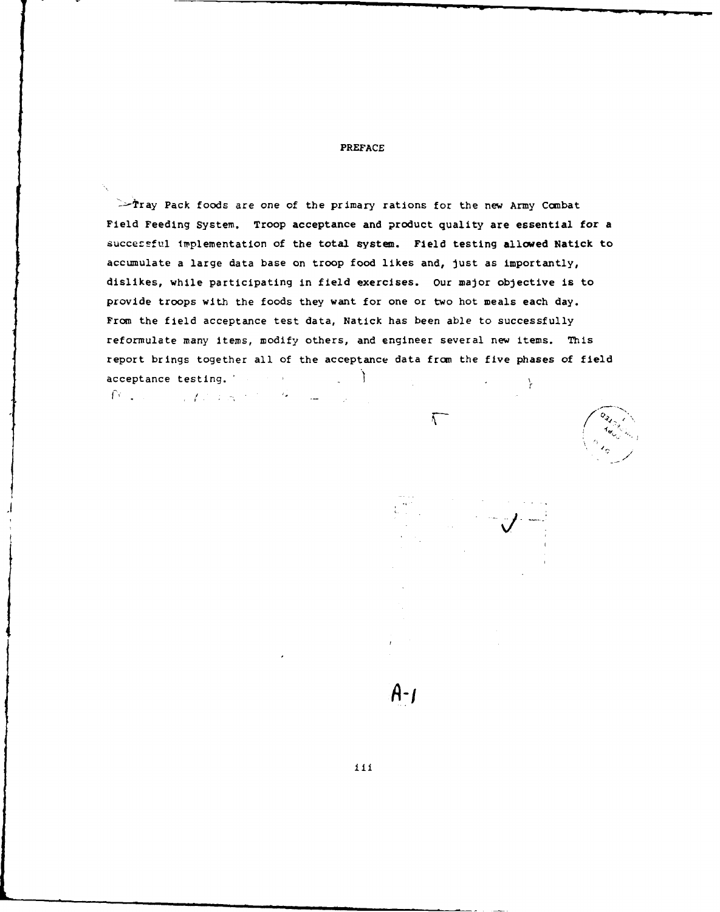# PREFACE

Tray Pack foods are one of the primary rations for the new Army Combat Field Feeding System. Troop acceptance and product quality are essential for a successful implementation of the total system. Field testing allowed Natick to accumulate a large data base on troop food likes and, just as importantly, dislikes, while participating in field exercises. Our major objective is to provide troops with the foods they want for one or two hot meals each day. From the field acceptance test data, Natick has been able to successfully reformulate many items, modify others, and engineer several new items. This report brings together all of the acceptance data from the five phases of field acceptance testing.

A-1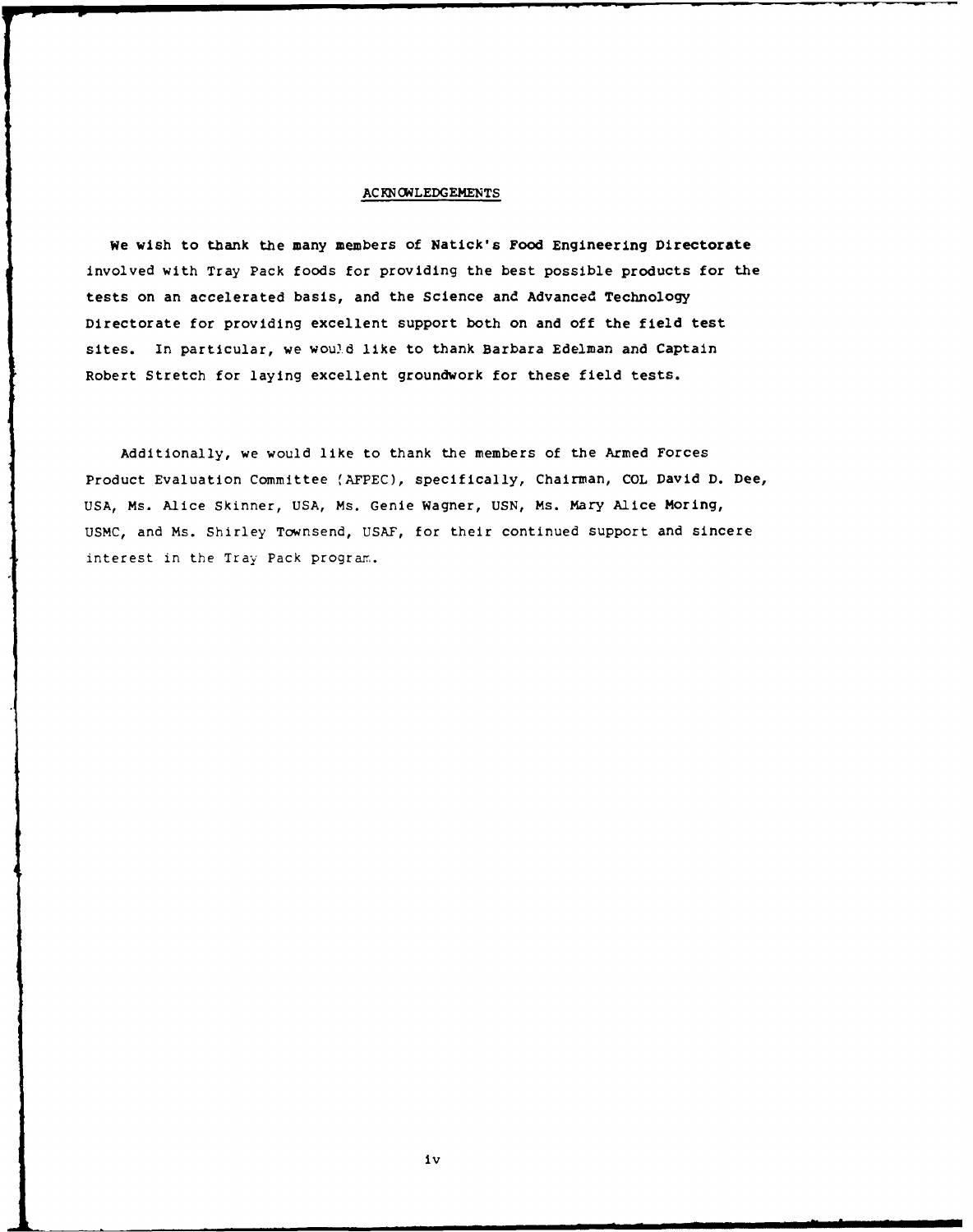## ACKNOWLEDGEMENTS

We wish to thank the many members of Natick's Food Engineering Directorate involved with Tray Pack foods for providing the best possible products for the tests on an accelerated basis, and the Science and Advanced Technology Directorate for providing excellent support both on and off the field test sites. In particular, we would like to thank Barbara Edelman and Captain Robert Stretch for laying excellent groundwork for these field tests.

Additionally, we would like to thank the members of the Armed Forces Product Evaluation Committee (AFPEC), specifically, Chairman, COL David D. Dee, USA, Ms. Alice Skinner, USA, Ms. Genie Wagner, USN, Ms. Mary Alice Moring, USMC, and Ms. Shirley Townsend, USAF, for their continued support and sincere interest in the Tray Pack program.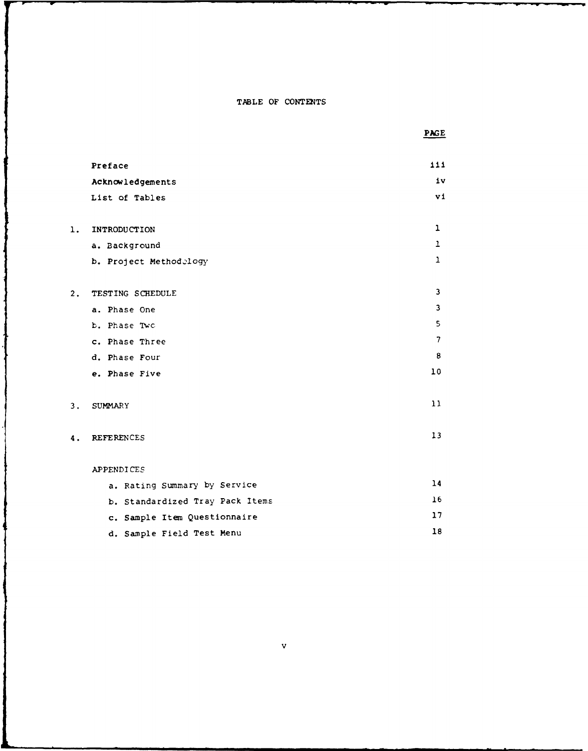# TABLE OF CONTENTS

| | | PAGE |
|---|---|---|
| | Preface | iii |
| | Acknowledgements | iv |
| | List of Tables | vi |
| 1. | INTRODUCTION | 1 |
| | a. Background | 1 |
| | b. Project Methodology | 1 |
| 2. | TESTING SCHEDULE | 3 |
| | a. Phase One | 3 |
| | b. Phase Two | 5 |
| | c. Phase Three | 7 |
| | d. Phase Four | 8 |
| | e. Phase Five | 10 |
| 3. | SUMMARY | 11 |
| 4. | REFERENCES | 13 |
| | APPENDICES | |
| | a. Rating Summary by Service | 14 |
| | b. Standardized Tray Pack Items | 16 |
| | c. Sample Item Questionnaire | 17 |
| | d. Sample Field Test Menu | 18 |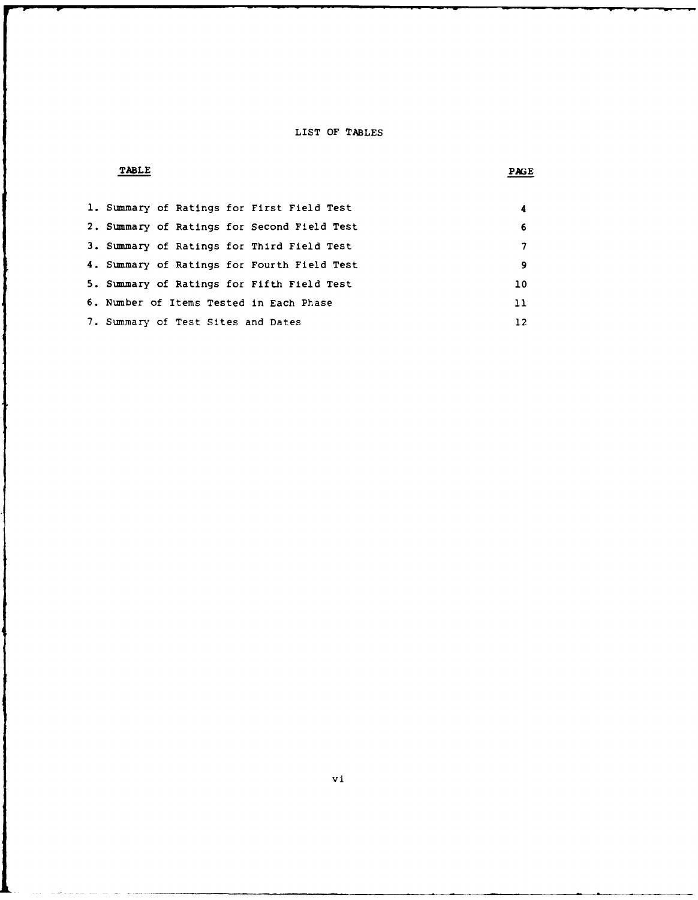# LIST OF TABLES

| TABLE | PAGE |
|---|---|
| 1. Summary of Ratings for First Field Test | 4 |
| 2. Summary of Ratings for Second Field Test | 6 |
| 3. Summary of Ratings for Third Field Test | 7 |
| 4. Summary of Ratings for Fourth Field Test | 9 |
| 5. Summary of Ratings for Fifth Field Test | 10 |
| 6. Number of Items Tested in Each Phase | 11 |
| 7. Summary of Test Sites and Dates | 12 |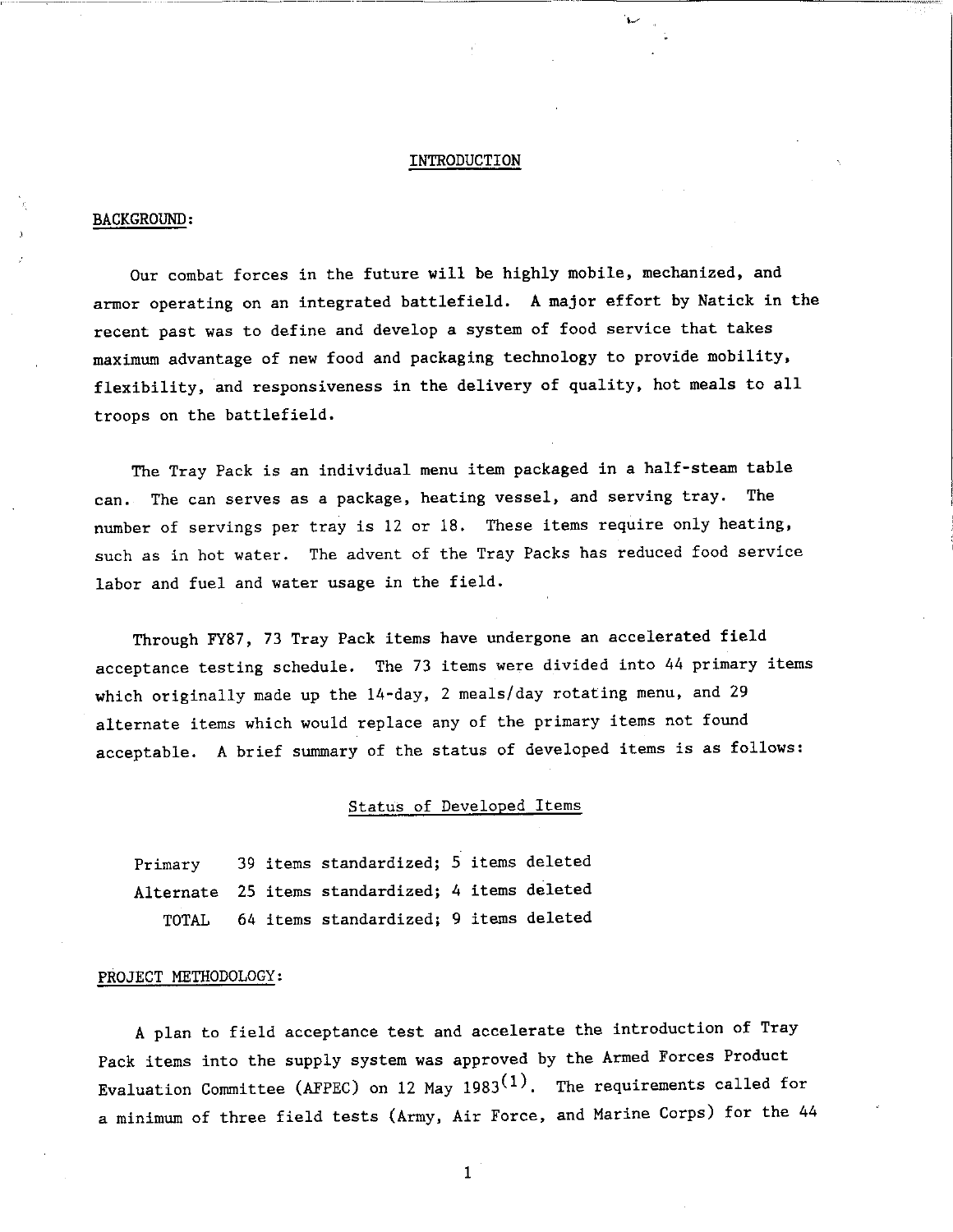# INTRODUCTION

## BACKGROUND:

Our combat forces in the future will be highly mobile, mechanized, and armor operating on an integrated battlefield. A major effort by Natick in the recent past was to define and develop a system of food service that takes maximum advantage of new food and packaging technology to provide mobility, flexibility, and responsiveness in the delivery of quality, hot meals to all troops on the battlefield.

The Tray Pack is an individual menu item packaged in a half-steam table can. The can serves as a package, heating vessel, and serving tray. The number of servings per tray is 12 or 18. These items require only heating, such as in hot water. The advent of the Tray Packs has reduced food service labor and fuel and water usage in the field.

Through FY87, 73 Tray Pack items have undergone an accelerated field acceptance testing schedule. The 73 items were divided into 44 primary items which originally made up the 14-day, 2 meals/day rotating menu, and 29 alternate items which would replace any of the primary items not found acceptable. A brief summary of the status of developed items is as follows:

### Status of Developed Items

| | |
|---|---|
| Primary | 39 items standardized; 5 items deleted |
| Alternate | 25 items standardized; 4 items deleted |
| TOTAL | 64 items standardized; 9 items deleted |

## PROJECT METHODOLOGY:

A plan to field acceptance test and accelerate the introduction of Tray Pack items into the supply system was approved by the Armed Forces Product Evaluation Committee (AFPEC) on 12 May 1983[1]. The requirements called for a minimum of three field tests (Army, Air Force, and Marine Corps) for the 44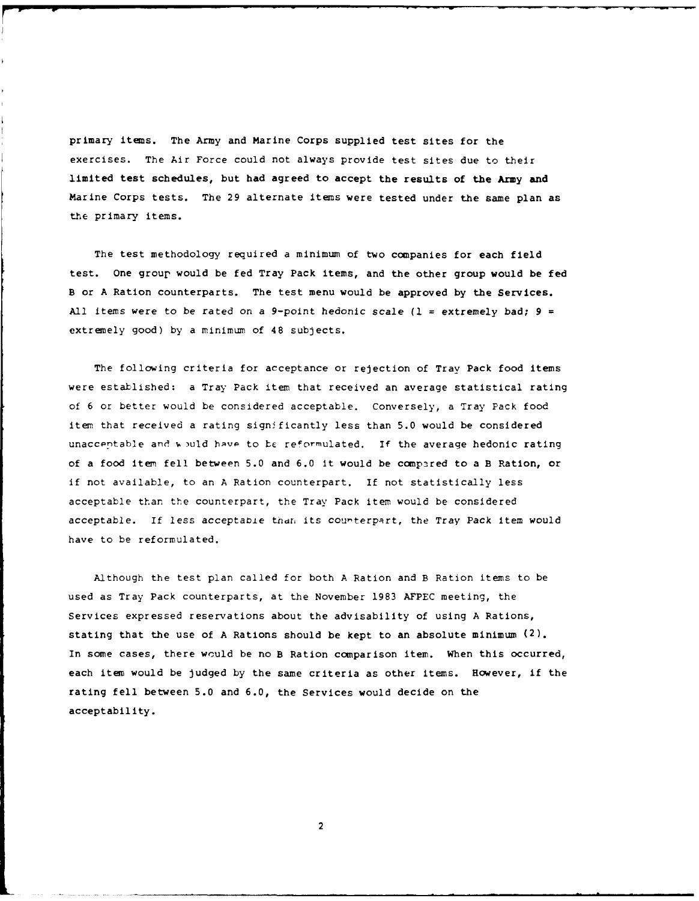primary items. The Army and Marine Corps supplied test sites for the exercises. The Air Force could not always provide test sites due to their limited test schedules, but had agreed to accept the results of the Army and Marine Corps tests. The 29 alternate items were tested under the same plan as the primary items.

The test methodology required a minimum of two companies for each field test. One group would be fed Tray Pack items, and the other group would be fed B or A Ration counterparts. The test menu would be approved by the Services. All items were to be rated on a 9-point hedonic scale (1 = extremely bad; 9 = extremely good) by a minimum of 48 subjects.

The following criteria for acceptance or rejection of Tray Pack food items were established: a Tray Pack item that received an average statistical rating of 6 or better would be considered acceptable. Conversely, a Tray Pack food item that received a rating significantly less than 5.0 would be considered unacceptable and would have to be reformulated. If the average hedonic rating of a food item fell between 5.0 and 6.0 it would be compared to a B Ration, or if not available, to an A Ration counterpart. If not statistically less acceptable than the counterpart, the Tray Pack item would be considered acceptable. If less acceptable than its counterpart, the Tray Pack item would have to be reformulated.

Although the test plan called for both A Ration and B Ration items to be used as Tray Pack counterparts, at the November 1983 AFPEC meeting, the Services expressed reservations about the advisability of using A Rations, stating that the use of A Rations should be kept to an absolute minimum (2). In some cases, there would be no B Ration comparison item. When this occurred, each item would be judged by the same criteria as other items. However, if the rating fell between 5.0 and 6.0, the Services would decide on the acceptability.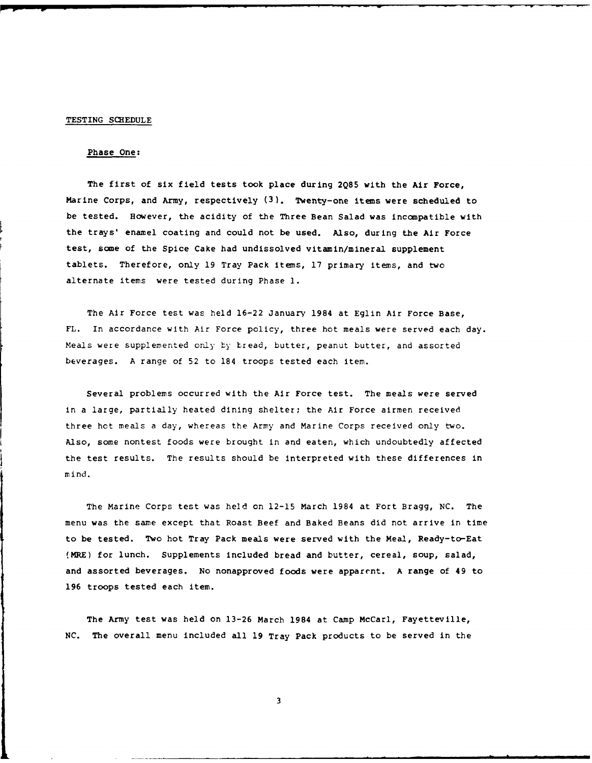TESTING SCHEDULE

Phase One:

The first of six field tests took place during 2Q85 with the Air Force, Marine Corps, and Army, respectively (3). Twenty-one items were scheduled to be tested. However, the acidity of the Three Bean Salad was incompatible with the trays' enamel coating and could not be used. Also, during the Air Force test, some of the Spice Cake had undissolved vitamin/mineral supplement tablets. Therefore, only 19 Tray Pack items, 17 primary items, and two alternate items were tested during Phase 1.

The Air Force test was held 16-22 January 1984 at Eglin Air Force Base, FL. In accordance with Air Force policy, three hot meals were served each day. Meals were supplemented only by bread, butter, peanut butter, and assorted beverages. A range of 52 to 184 troops tested each item.

Several problems occurred with the Air Force test. The meals were served in a large, partially heated dining shelter; the Air Force airmen received three hot meals a day, whereas the Army and Marine Corps received only two. Also, some nontest foods were brought in and eaten, which undoubtedly affected the test results. The results should be interpreted with these differences in mind.

The Marine Corps test was held on 12-15 March 1984 at Fort Bragg, NC. The menu was the same except that Roast Beef and Baked Beans did not arrive in time to be tested. Two hot Tray Pack meals were served with the Meal, Ready-to-Eat (MRE) for lunch. Supplements included bread and butter, cereal, soup, salad, and assorted beverages. No nonapproved foods were apparent. A range of 49 to 196 troops tested each item.

The Army test was held on 13-26 March 1984 at Camp McCarl, Fayetteville, NC. The overall menu included all 19 Tray Pack products to be served in the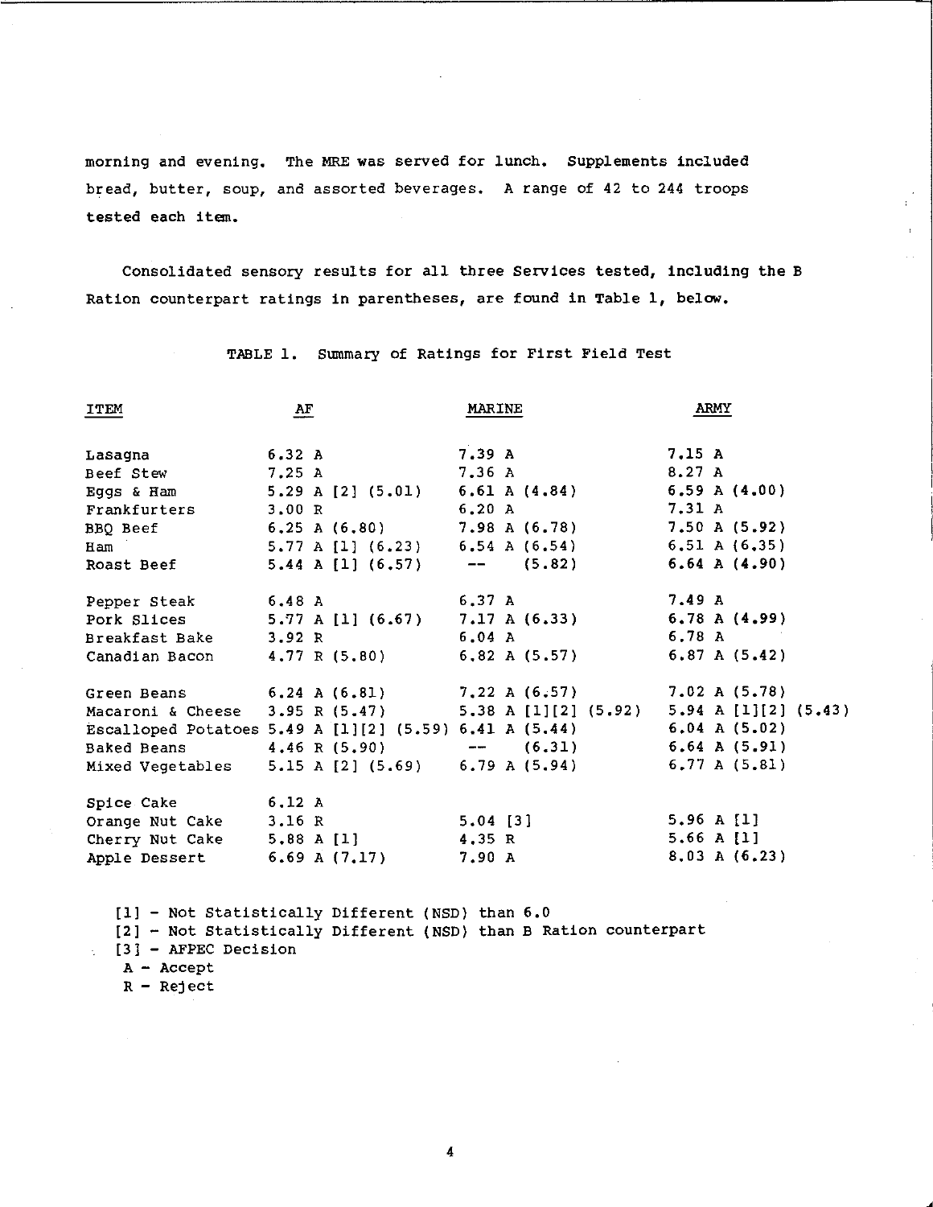morning and evening. The MRE was served for lunch. Supplements included bread, butter, soup, and assorted beverages. A range of 42 to 244 troops tested each item.

Consolidated sensory results for all three Services tested, including the B Ration counterpart ratings in parentheses, are found in Table 1, below.

TABLE 1. Summary of Ratings for First Field Test

| ITEM | AF | MARINE | ARMY |
|---|---|---|---|
| Lasagna | 6.32 A | 7.39 A | 7.15 A |
| Beef Stew | 7.25 A | 7.36 A | 8.27 A |
| Eggs & Ham | 5.29 A [2] (5.01) | 6.61 A (4.84) | 6.59 A (4.00) |
| Frankfurters | 3.00 R | 6.20 A | 7.31 A |
| BBQ Beef | 6.25 A (6.80) | 7.98 A (6.78) | 7.50 A (5.92) |
| Ham | 5.77 A [1] (6.23) | 6.54 A (6.54) | 6.51 A (6.35) |
| Roast Beef | 5.44 A [1] (6.57) | -- (5.82) | 6.64 A (4.90) |
| | | | |
| Pepper Steak | 6.48 A | 6.37 A | 7.49 A |
| Pork Slices | 5.77 A [1] (6.67) | 7.17 A (6.33) | 6.78 A (4.99) |
| Breakfast Bake | 3.92 R | 6.04 A | 6.78 A |
| Canadian Bacon | 4.77 R (5.80) | 6.82 A (5.57) | 6.87 A (5.42) |
| | | | |
| Green Beans | 6.24 A (6.81) | 7.22 A (6.57) | 7.02 A (5.78) |
| Macaroni & Cheese | 3.95 R (5.47) | 5.38 A [1][2] (5.92) | 5.94 A [1][2] (5.43) |
| Escalloped Potatoes | 5.49 A [1][2] (5.59) | 6.41 A (5.44) | 6.04 A (5.02) |
| Baked Beans | 4.46 R (5.90) | -- (6.31) | 6.64 A (5.91) |
| Mixed Vegetables | 5.15 A [2] (5.69) | 6.79 A (5.94) | 6.77 A (5.81) |
| | | | |
| Spice Cake | 6.12 A | | |
| Orange Nut Cake | 3.16 R | 5.04 [3] | 5.96 A [1] |
| Cherry Nut Cake | 5.88 A [1] | 4.35 R | 5.66 A [1] |
| Apple Dessert | 6.69 A (7.17) | 7.90 A | 8.03 A (6.23) |

[1] - Not Statistically Different (NSD) than 6.0
[2] - Not Statistically Different (NSD) than B Ration counterpart
[3] - AFPEC Decision
A - Accept
R - Reject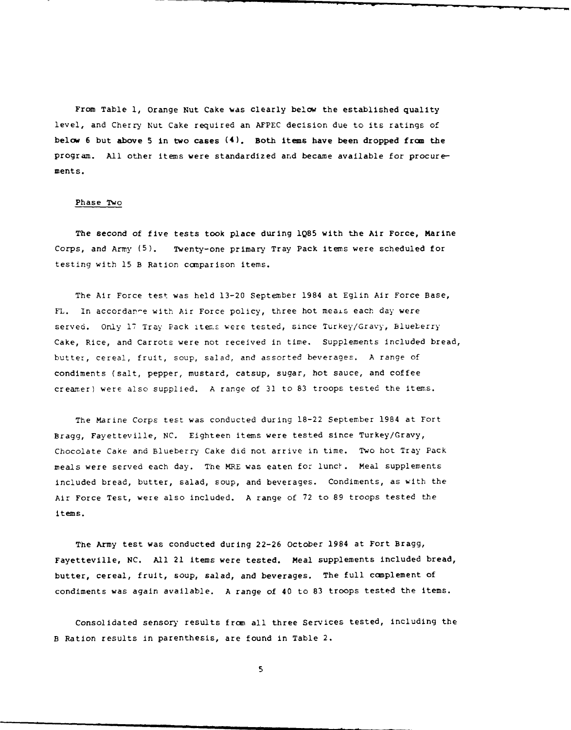From Table 1, Orange Nut Cake was clearly below the established quality level, and Cherry Nut Cake required an AFPEC decision due to its ratings of below 6 but above 5 in two cases (4). Both items have been dropped from the program. All other items were standardized and became available for procurements.

## Phase Two

The second of five tests took place during 1Q85 with the Air Force, Marine Corps, and Army (5). Twenty-one primary Tray Pack items were scheduled for testing with 15 B Ration comparison items.

The Air Force test was held 13-20 September 1984 at Eglin Air Force Base, FL. In accordance with Air Force policy, three hot meals each day were served. Only 17 Tray Pack items were tested, since Turkey/Gravy, Blueberry Cake, Rice, and Carrots were not received in time. Supplements included bread, butter, cereal, fruit, soup, salad, and assorted beverages. A range of condiments (salt, pepper, mustard, catsup, sugar, hot sauce, and coffee creamer) were also supplied. A range of 31 to 83 troops tested the items.

The Marine Corps test was conducted during 18-22 September 1984 at Fort Bragg, Fayetteville, NC. Eighteen items were tested since Turkey/Gravy, Chocolate Cake and Blueberry Cake did not arrive in time. Two hot Tray Pack meals were served each day. The MRE was eaten for lunch. Meal supplements included bread, butter, salad, soup, and beverages. Condiments, as with the Air Force Test, were also included. A range of 72 to 89 troops tested the items.

The Army test was conducted during 22-26 October 1984 at Fort Bragg, Fayetteville, NC. All 21 items were tested. Meal supplements included bread, butter, cereal, fruit, soup, salad, and beverages. The full complement of condiments was again available. A range of 40 to 83 troops tested the items.

Consolidated sensory results from all three Services tested, including the B Ration results in parenthesis, are found in Table 2.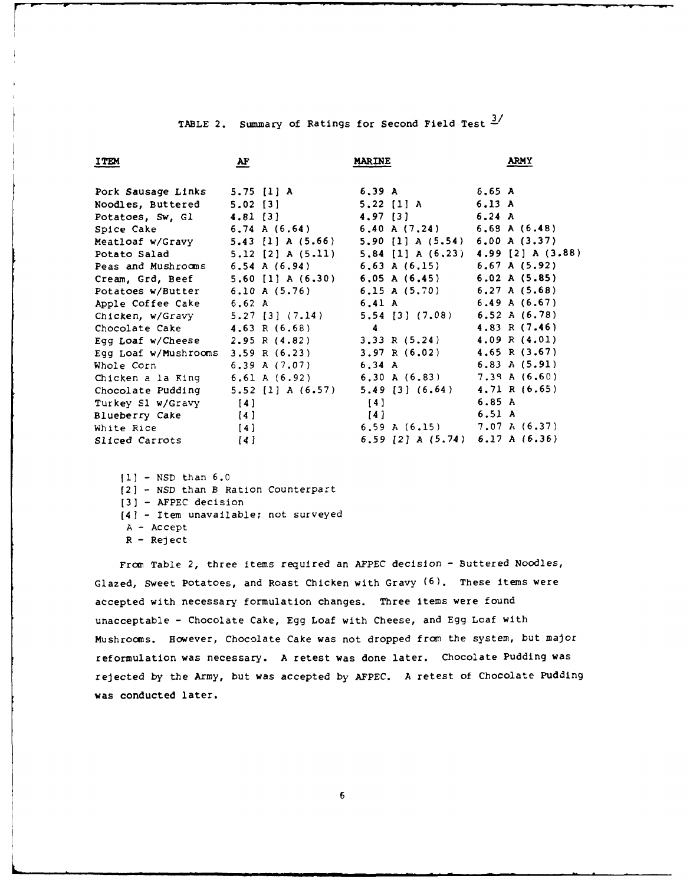TABLE 2. Summary of Ratings for Second Field Test [3/]

| ITEM | AF | MARINE | ARMY |
|---|---|---|---|
| Pork Sausage Links | 5.75 [1] A | 6.39 A | 6.65 A |
| Noodles, Buttered | 5.02 [3] | 5.22 [1] A | 6.13 A |
| Potatoes, Sw, Gl | 4.81 [3] | 4.97 [3] | 6.24 A |
| Spice Cake | 6.74 A (6.64) | 6.40 A (7.24) | 6.68 A (6.48) |
| Meatloaf w/Gravy | 5.43 [1] A (5.66) | 5.90 [1] A (5.54) | 6.00 A (3.37) |
| Potato Salad | 5.12 [2] A (5.11) | 5.84 [1] A (6.23) | 4.99 [2] A (3.88) |
| Peas and Mushrooms | 6.54 A (6.94) | 6.63 A (6.15) | 6.67 A (5.92) |
| Cream, Grd, Beef | 5.60 [1] A (6.30) | 6.05 A (6.45) | 6.02 A (5.85) |
| Potatoes w/Butter | 6.10 A (5.76) | 6.15 A (5.70) | 6.27 A (5.68) |
| Apple Coffee Cake | 6.62 A | 6.41 A | 6.49 A (6.67) |
| Chicken, w/Gravy | 5.27 [3] (7.14) | 5.54 [3] (7.08) | 6.52 A (6.78) |
| Chocolate Cake | 4.63 R (6.68) | 4 | 4.83 R (7.46) |
| Egg Loaf w/Cheese | 2.95 R (4.82) | 3.33 R (5.24) | 4.09 R (4.01) |
| Egg Loaf w/Mushrooms | 3.59 R (6.23) | 3.97 R (6.02) | 4.65 R (3.67) |
| Whole Corn | 6.39 A (7.07) | 6.34 A | 6.83 A (5.91) |
| Chicken a la King | 6.61 A (6.92) | 6.30 A (6.83) | 7.39 A (6.60) |
| Chocolate Pudding | 5.52 [1] A (6.57) | 5.49 [3] (6.64) | 4.71 R (6.65) |
| Turkey Sl w/Gravy | [4] | [4] | 6.85 A |
| Blueberry Cake | [4] | [4] | 6.51 A |
| White Rice | [4] | 6.59 A (6.15) | 7.07 A (6.37) |
| Sliced Carrots | [4] | 6.59 [2] A (5.74) | 6.17 A (6.36) |

[1] - NSD than 6.0
[2] - NSD than B Ration Counterpart
[3] - AFPEC decision
[4] - Item unavailable; not surveyed
A - Accept
R - Reject

From Table 2, three items required an AFPEC decision - Buttered Noodles, Glazed, Sweet Potatoes, and Roast Chicken with Gravy (6). These items were accepted with necessary formulation changes. Three items were found unacceptable - Chocolate Cake, Egg Loaf with Cheese, and Egg Loaf with Mushrooms. However, Chocolate Cake was not dropped from the system, but major reformulation was necessary. A retest was done later. Chocolate Pudding was rejected by the Army, but was accepted by AFPEC. A retest of Chocolate Pudding was conducted later.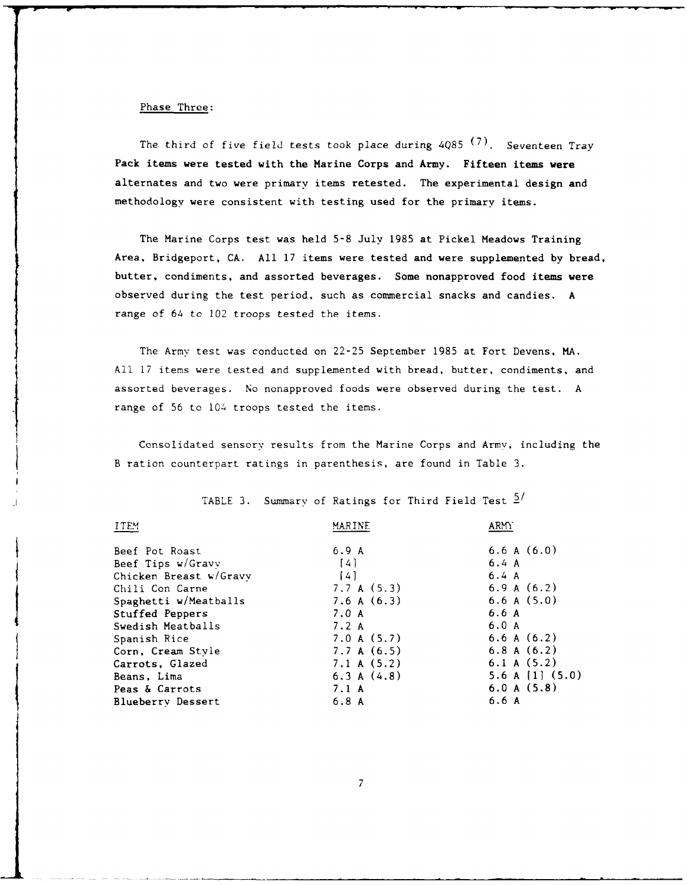Phase Three:

The third of five field tests took place during 4Q85 (7). Seventeen Tray Pack items were tested with the Marine Corps and Army. Fifteen items were alternates and two were primary items retested. The experimental design and methodology were consistent with testing used for the primary items.

The Marine Corps test was held 5-8 July 1985 at Pickel Meadows Training Area, Bridgeport, CA. All 17 items were tested and were supplemented by bread, butter, condiments, and assorted beverages. Some nonapproved food items were observed during the test period, such as commercial snacks and candies. A range of 64 to 102 troops tested the items.

The Army test was conducted on 22-25 September 1985 at Fort Devens, MA. All 17 items were tested and supplemented with bread, butter, condiments, and assorted beverages. No nonapproved foods were observed during the test. A range of 56 to 104 troops tested the items.

Consolidated sensory results from the Marine Corps and Army, including the B ration counterpart ratings in parenthesis, are found in Table 3.

TABLE 3. Summary of Ratings for Third Field Test 5/

| ITEM | MARINE | ARMY |
|---|---|---|
| Beef Pot Roast | 6.9 A | 6.6 A (6.0) |
| Beef Tips w/Gravy | [4] | 6.4 A |
| Chicken Breast w/Gravy | [4] | 6.4 A |
| Chili Con Carne | 7.7 A (5.3) | 6.9 A (6.2) |
| Spaghetti w/Meatballs | 7.6 A (6.3) | 6.6 A (5.0) |
| Stuffed Peppers | 7.0 A | 6.6 A |
| Swedish Meatballs | 7.2 A | 6.0 A |
| Spanish Rice | 7.0 A (5.7) | 6.6 A (6.2) |
| Corn, Cream Style | 7.7 A (6.5) | 6.8 A (6.2) |
| Carrots, Glazed | 7.1 A (5.2) | 6.1 A (5.2) |
| Beans, Lima | 6.3 A (4.8) | 5.6 A [1] (5.0) |
| Peas & Carrots | 7.1 A | 6.0 A (5.8) |
| Blueberry Dessert | 6.8 A | 6.6 A |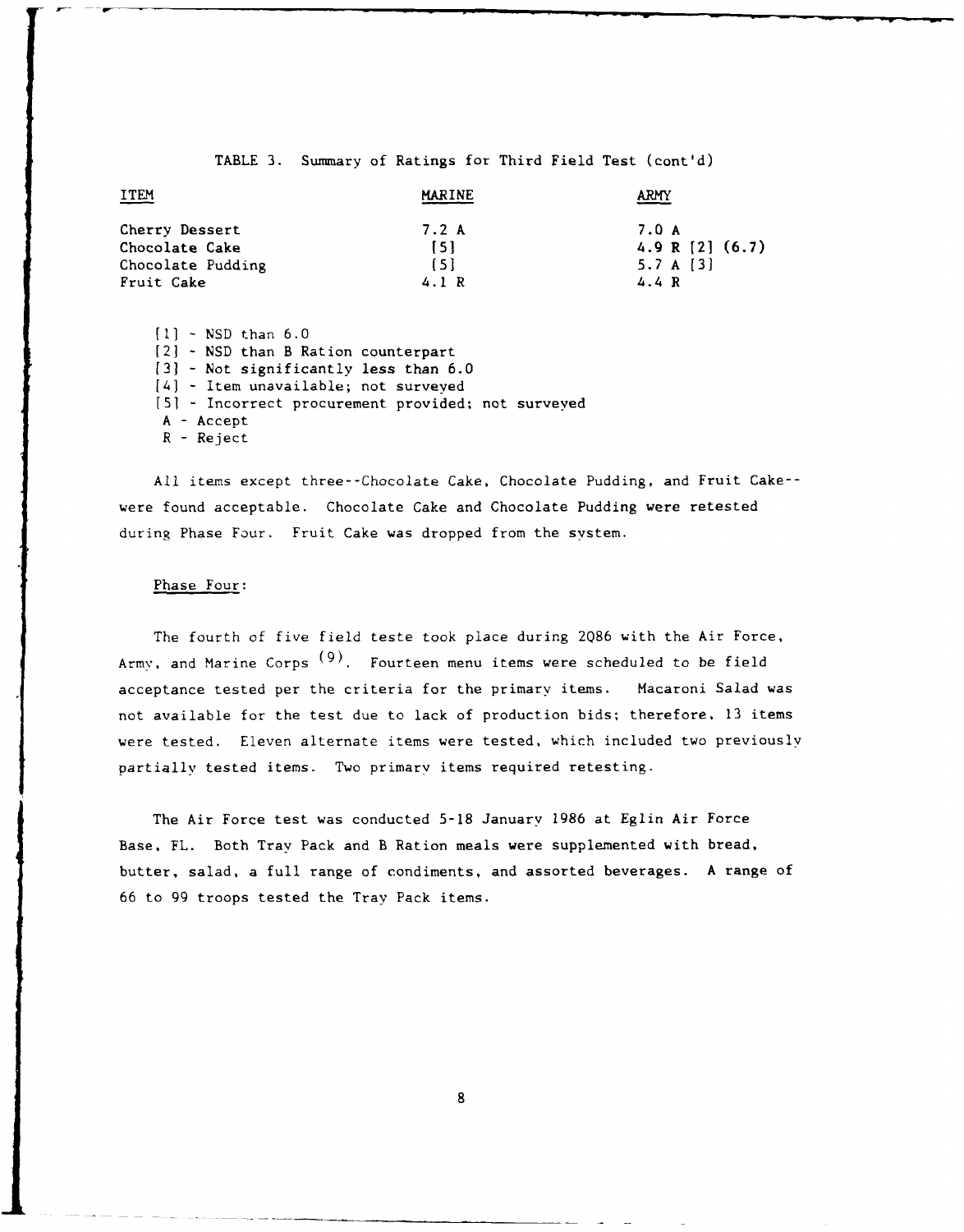TABLE 3. Summary of Ratings for Third Field Test (cont'd)

| ITEM | MARINE | ARMY |
|---|---|---|
| Cherry Dessert | 7.2 A | 7.0 A |
| Chocolate Cake | [5] | 4.9 R [2] (6.7) |
| Chocolate Pudding | [5] | 5.7 A [3] |
| Fruit Cake | 4.1 R | 4.4 R |

[1] - NSD than 6.0
[2] - NSD than B Ration counterpart
[3] - Not significantly less than 6.0
[4] - Item unavailable; not surveyed
[5] - Incorrect procurement provided; not surveyed
A - Accept
R - Reject

All items except three--Chocolate Cake, Chocolate Pudding, and Fruit Cake--were found acceptable. Chocolate Cake and Chocolate Pudding were retested during Phase Four. Fruit Cake was dropped from the system.

Phase Four:

The fourth of five field teste took place during 2Q86 with the Air Force, Army, and Marine Corps [9]. Fourteen menu items were scheduled to be field acceptance tested per the criteria for the primary items. Macaroni Salad was not available for the test due to lack of production bids; therefore, 13 items were tested. Eleven alternate items were tested, which included two previously partially tested items. Two primary items required retesting.

The Air Force test was conducted 5-18 January 1986 at Eglin Air Force Base, FL. Both Tray Pack and B Ration meals were supplemented with bread, butter, salad, a full range of condiments, and assorted beverages. A range of 66 to 99 troops tested the Tray Pack items.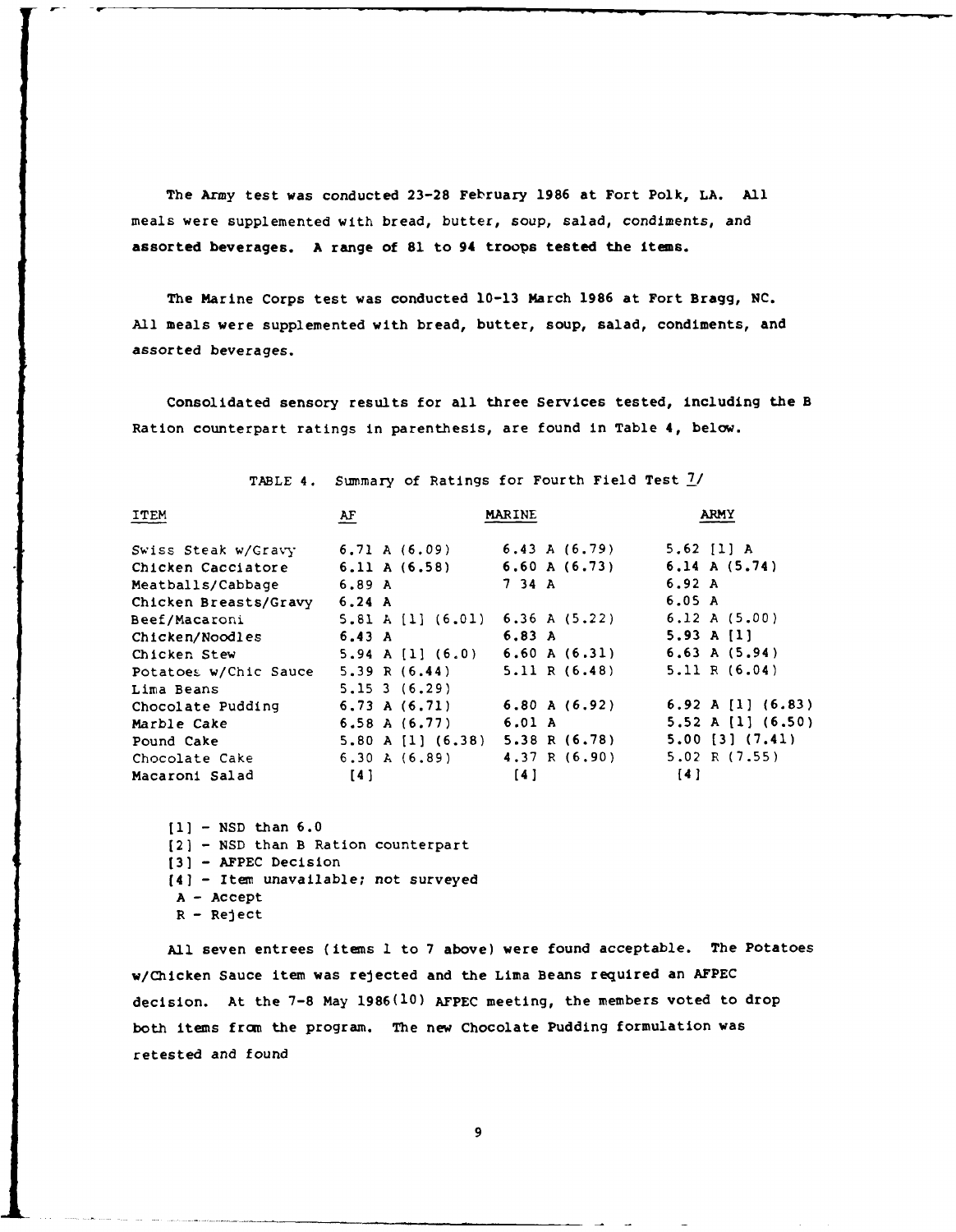The Army test was conducted 23-28 February 1986 at Fort Polk, LA. All meals were supplemented with bread, butter, soup, salad, condiments, and assorted beverages. A range of 81 to 94 troops tested the items.

The Marine Corps test was conducted 10-13 March 1986 at Fort Bragg, NC. All meals were supplemented with bread, butter, soup, salad, condiments, and assorted beverages.

Consolidated sensory results for all three Services tested, including the B Ration counterpart ratings in parenthesis, are found in Table 4, below.

TABLE 4. Summary of Ratings for Fourth Field Test 7/

| ITEM | AF | MARINE | ARMY |
|---|---|---|---|
| Swiss Steak w/Gravy | 6.71 A (6.09) | 6.43 A (6.79) | 5.62 [1] A |
| Chicken Cacciatore | 6.11 A (6.58) | 6.60 A (6.73) | 6.14 A (5.74) |
| Meatballs/Cabbage | 6.89 A | 7 34 A | 6.92 A |
| Chicken Breasts/Gravy | 6.24 A | | 6.05 A |
| Beef/Macaroni | 5.81 A [1] (6.01) | 6.36 A (5.22) | 6.12 A (5.00) |
| Chicken/Noodles | 6.43 A | 6.83 A | 5.93 A [1] |
| Chicken Stew | 5.94 A [1] (6.0) | 6.60 A (6.31) | 6.63 A (5.94) |
| Potatoes w/Chic Sauce | 5.39 R (6.44) | 5.11 R (6.48) | 5.11 R (6.04) |
| Lima Beans | 5.15 3 (6.29) | | |
| Chocolate Pudding | 6.73 A (6.71) | 6.80 A (6.92) | 6.92 A [1] (6.83) |
| Marble Cake | 6.58 A (6.77) | 6.01 A | 5.52 A [1] (6.50) |
| Pound Cake | 5.80 A [1] (6.38) | 5.38 R (6.78) | 5.00 [3] (7.41) |
| Chocolate Cake | 6.30 A (6.89) | 4.37 R (6.90) | 5.02 R (7.55) |
| Macaroni Salad | [4] | [4] | [4] |

[1] - NSD than 6.0
[2] - NSD than B Ration counterpart
[3] - AFPEC Decision
[4] - Item unavailable; not surveyed
A - Accept
R - Reject

All seven entrees (items 1 to 7 above) were found acceptable. The Potatoes w/Chicken Sauce item was rejected and the Lima Beans required an AFPEC decision. At the 7-8 May 1986(10) AFPEC meeting, the members voted to drop both items from the program. The new Chocolate Pudding formulation was retested and found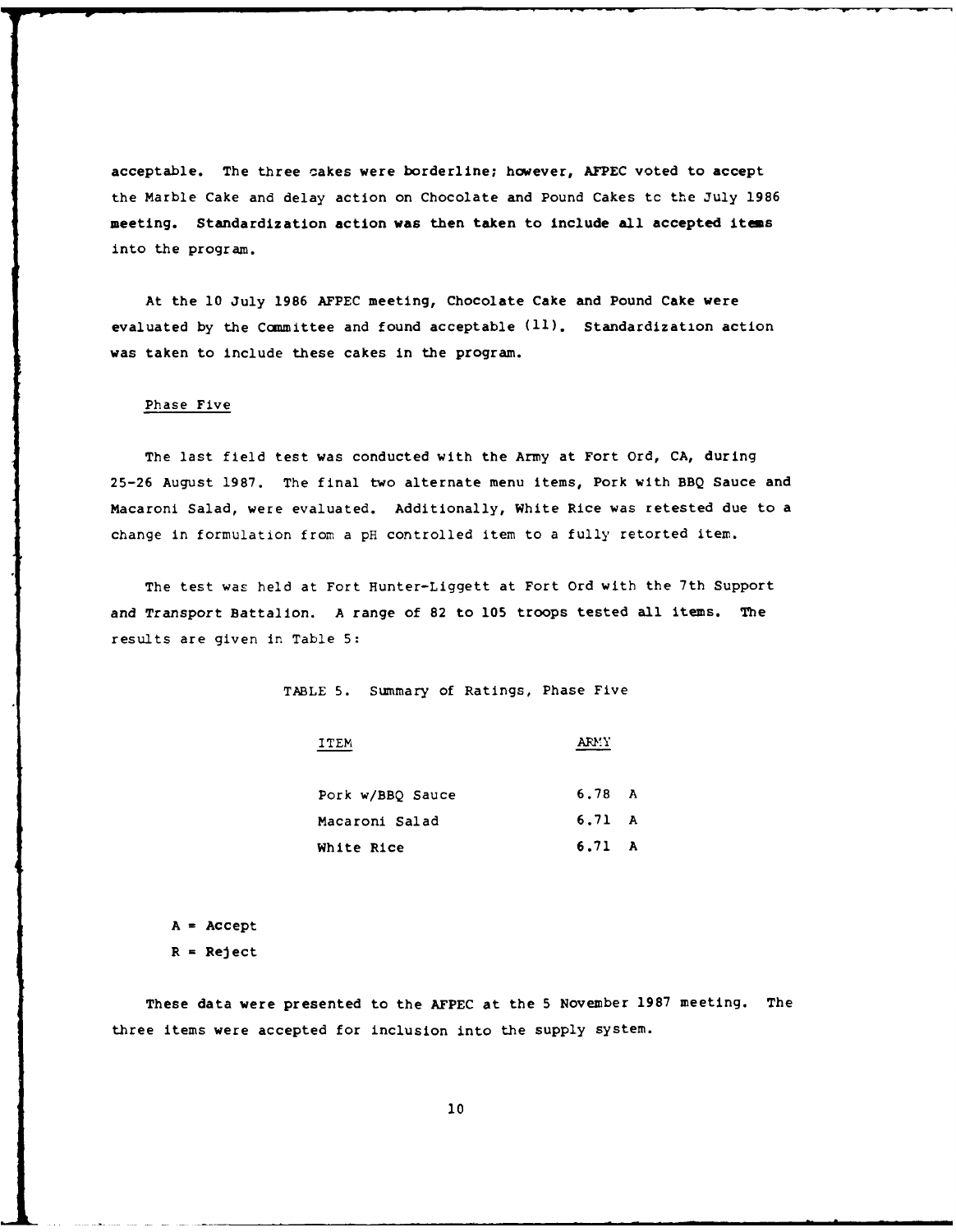acceptable. The three cakes were borderline; however, AFPEC voted to accept the Marble Cake and delay action on Chocolate and Pound Cakes to the July 1986 meeting. Standardization action was then taken to include all accepted items into the program.

At the 10 July 1986 AFPEC meeting, Chocolate Cake and Pound Cake were evaluated by the Committee and found acceptable (11). Standardization action was taken to include these cakes in the program.

Phase Five

The last field test was conducted with the Army at Fort Ord, CA, during 25-26 August 1987. The final two alternate menu items, Pork with BBQ Sauce and Macaroni Salad, were evaluated. Additionally, White Rice was retested due to a change in formulation from a pH controlled item to a fully retorted item.

The test was held at Fort Hunter-Liggett at Fort Ord with the 7th Support and Transport Battalion. A range of 82 to 105 troops tested all items. The results are given in Table 5:

TABLE 5. Summary of Ratings, Phase Five

| ITEM | ARMY |
|---|---|
| Pork w/BBQ Sauce | 6.78 A |
| Macaroni Salad | 6.71 A |
| White Rice | 6.71 A |

A = Accept
R = Reject

These data were presented to the AFPEC at the 5 November 1987 meeting. The three items were accepted for inclusion into the supply system.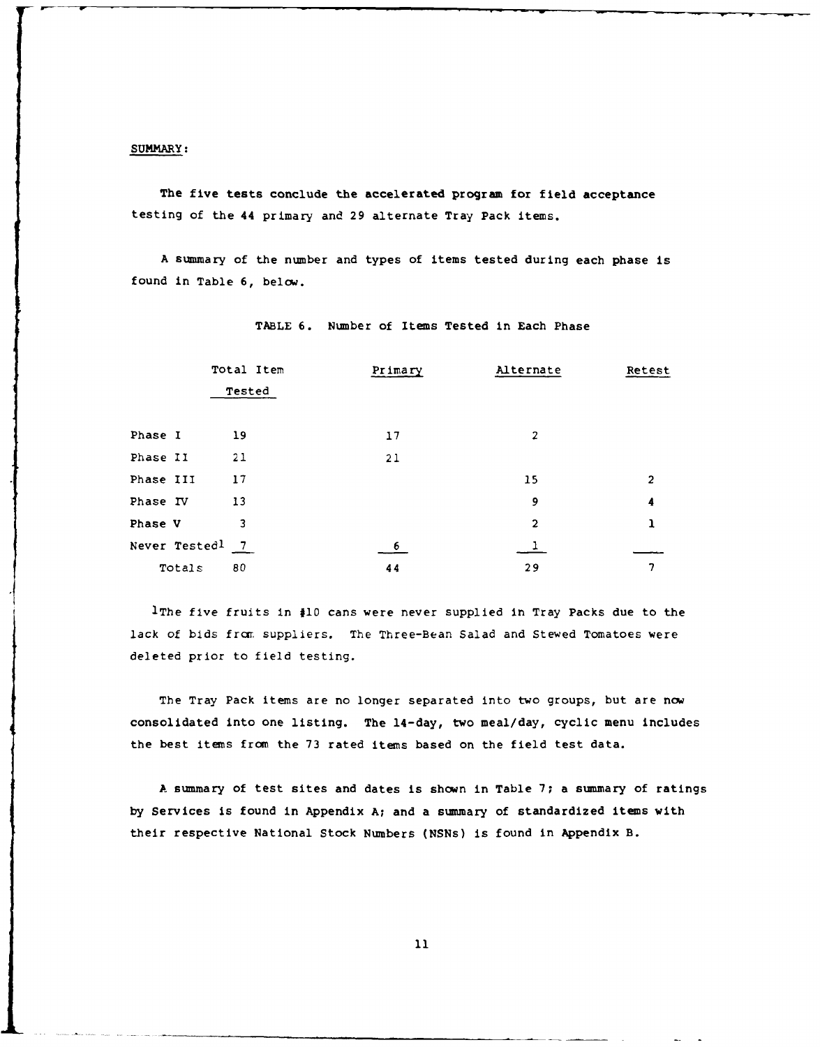SUMMARY:

The five tests conclude the accelerated program for field acceptance testing of the 44 primary and 29 alternate Tray Pack items.

A summary of the number and types of items tested during each phase is found in Table 6, below.

TABLE 6. Number of Items Tested in Each Phase

| | Total Item Tested | Primary | Alternate | Retest |
|---|---|---|---|---|
| Phase I | 19 | 17 | 2 | |
| Phase II | 21 | 21 | | |
| Phase III | 17 | | 15 | 2 |
| Phase IV | 13 | | 9 | 4 |
| Phase V | 3 | | 2 | 1 |
| Never Tested[1] | 7 | 6 | 1 | |
| Totals | 80 | 44 | 29 | 7 |

[1]The five fruits in #10 cans were never supplied in Tray Packs due to the lack of bids from suppliers. The Three-Bean Salad and Stewed Tomatoes were deleted prior to field testing.

The Tray Pack items are no longer separated into two groups, but are now consolidated into one listing. The 14-day, two meal/day, cyclic menu includes the best items from the 73 rated items based on the field test data.

A summary of test sites and dates is shown in Table 7; a summary of ratings by Services is found in Appendix A; and a summary of standardized items with their respective National Stock Numbers (NSNs) is found in Appendix B.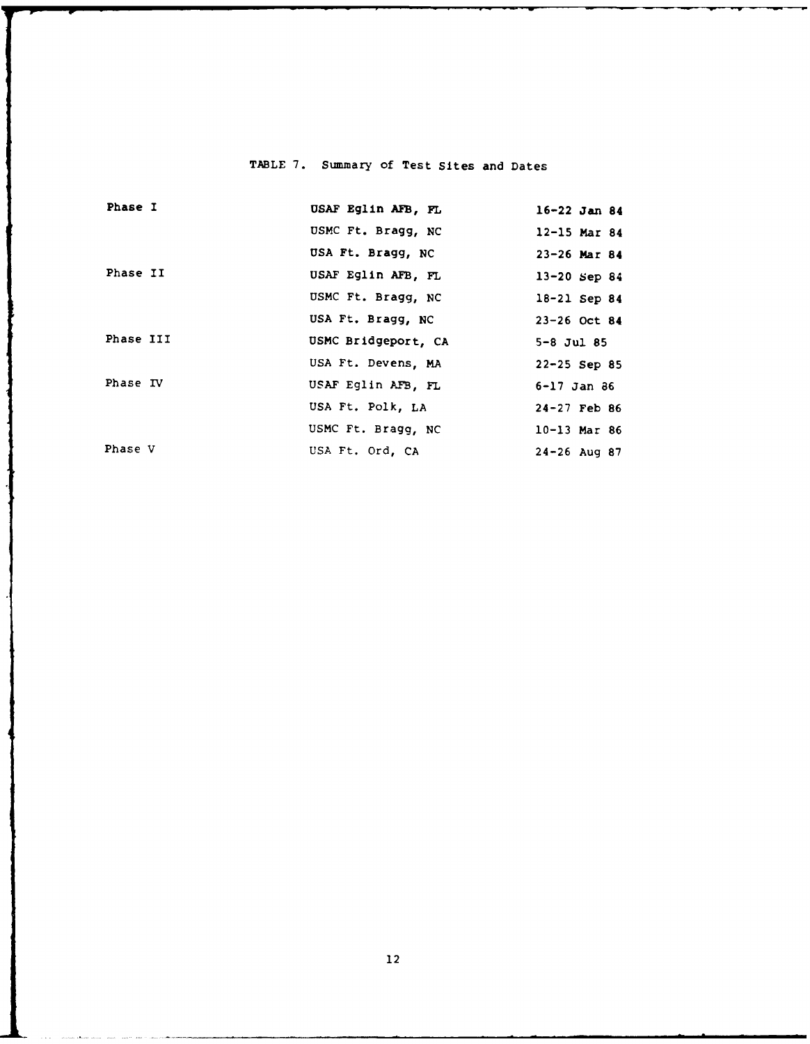TABLE 7. Summary of Test Sites and Dates

| | | |
|---|---|---|
| Phase I | USAF Eglin AFB, FL | 16-22 Jan 84 |
| | USMC Ft. Bragg, NC | 12-15 Mar 84 |
| | USA Ft. Bragg, NC | 23-26 Mar 84 |
| Phase II | USAF Eglin AFB, FL | 13-20 Sep 84 |
| | USMC Ft. Bragg, NC | 18-21 Sep 84 |
| | USA Ft. Bragg, NC | 23-26 Oct 84 |
| Phase III | USMC Bridgeport, CA | 5-8 Jul 85 |
| | USA Ft. Devens, MA | 22-25 Sep 85 |
| Phase IV | USAF Eglin AFB, FL | 6-17 Jan 86 |
| | USA Ft. Polk, LA | 24-27 Feb 86 |
| | USMC Ft. Bragg, NC | 10-13 Mar 86 |
| Phase V | USA Ft. Ord, CA | 24-26 Aug 87 |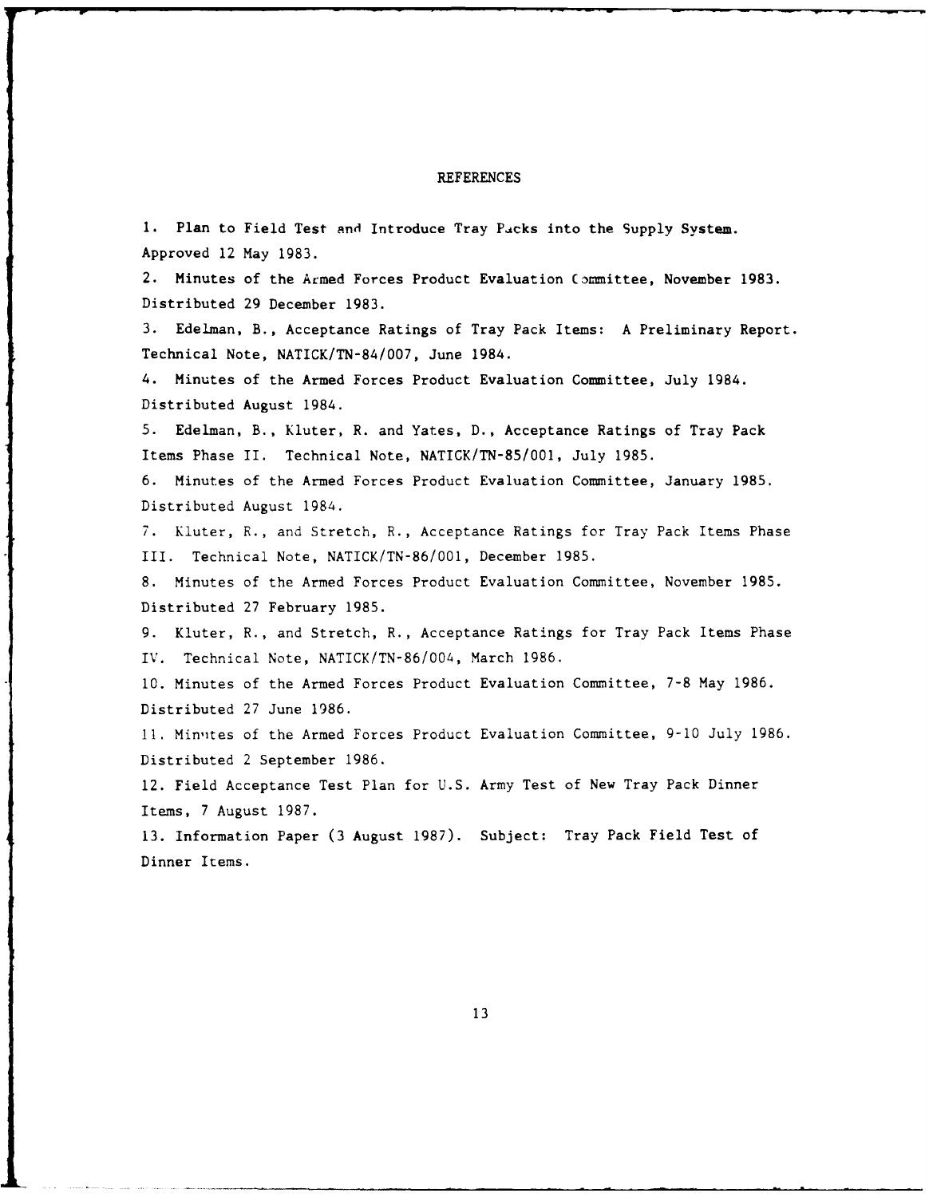# REFERENCES

1. Plan to Field Test and Introduce Tray Packs into the Supply System. Approved 12 May 1983.
2. Minutes of the Armed Forces Product Evaluation Committee, November 1983. Distributed 29 December 1983.
3. Edelman, B., Acceptance Ratings of Tray Pack Items: A Preliminary Report. Technical Note, NATICK/TN-84/007, June 1984.
4. Minutes of the Armed Forces Product Evaluation Committee, July 1984. Distributed August 1984.
5. Edelman, B., Kluter, R. and Yates, D., Acceptance Ratings of Tray Pack Items Phase II. Technical Note, NATICK/TN-85/001, July 1985.
6. Minutes of the Armed Forces Product Evaluation Committee, January 1985. Distributed August 1984.
7. Kluter, R., and Stretch, R., Acceptance Ratings for Tray Pack Items Phase III. Technical Note, NATICK/TN-86/001, December 1985.
8. Minutes of the Armed Forces Product Evaluation Committee, November 1985. Distributed 27 February 1985.
9. Kluter, R., and Stretch, R., Acceptance Ratings for Tray Pack Items Phase IV. Technical Note, NATICK/TN-86/004, March 1986.
10. Minutes of the Armed Forces Product Evaluation Committee, 7-8 May 1986. Distributed 27 June 1986.
11. Minutes of the Armed Forces Product Evaluation Committee, 9-10 July 1986. Distributed 2 September 1986.
12. Field Acceptance Test Plan for U.S. Army Test of New Tray Pack Dinner Items, 7 August 1987.
13. Information Paper (3 August 1987). Subject: Tray Pack Field Test of Dinner Items.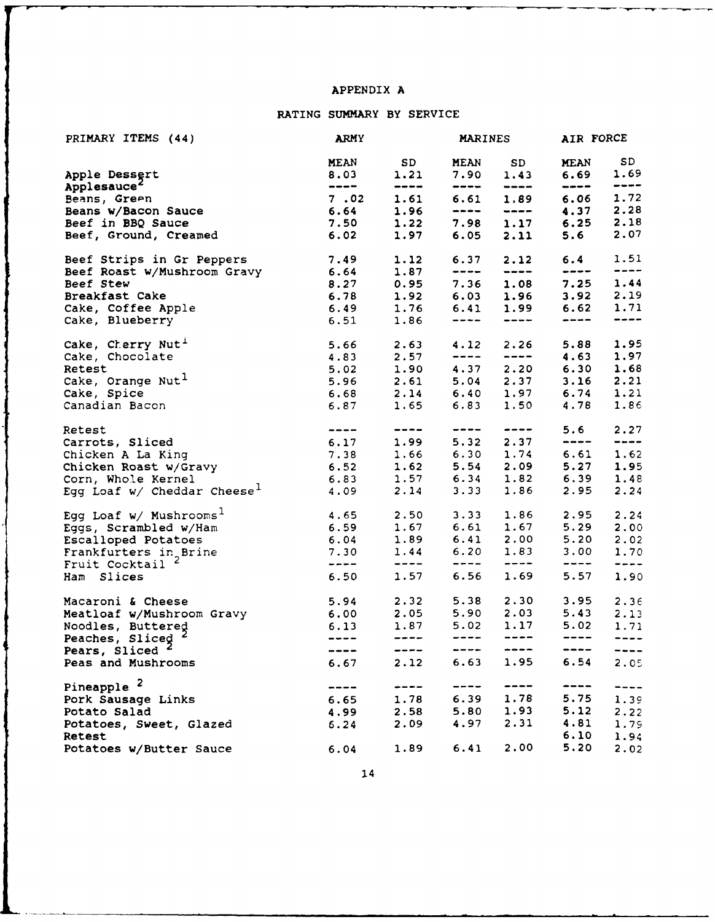APPENDIX A

RATING SUMMARY BY SERVICE

| PRIMARY ITEMS (44) | ARMY | | MARINES | | AIR FORCE | |
|---|---|---|---|---|---|---|
| | MEAN | SD | MEAN | SD | MEAN | SD |
| Apple Dessert | 8.03 | 1.21 | 7.90 | 1.43 | 6.69 | 1.69 |
| Applesauce[2] | ---- | ---- | ---- | ---- | ---- | ---- |
| Beans, Green | 7 .02 | 1.61 | 6.61 | 1.89 | 6.06 | 1.72 |
| Beans w/Bacon Sauce | 6.64 | 1.96 | ---- | ---- | 4.37 | 2.28 |
| Beef in BBQ Sauce | 7.50 | 1.22 | 7.98 | 1.17 | 6.25 | 2.18 |
| Beef, Ground, Creamed | 6.02 | 1.97 | 6.05 | 2.11 | 5.6 | 2.07 |
| Beef Strips in Gr Peppers | 7.49 | 1.12 | 6.37 | 2.12 | 6.4 | 1.51 |
| Beef Roast w/Mushroom Gravy | 6.64 | 1.87 | ---- | ---- | ---- | ---- |
| Beef Stew | 8.27 | 0.95 | 7.36 | 1.08 | 7.25 | 1.44 |
| Breakfast Cake | 6.78 | 1.92 | 6.03 | 1.96 | 3.92 | 2.19 |
| Cake, Coffee Apple | 6.49 | 1.76 | 6.41 | 1.99 | 6.62 | 1.71 |
| Cake, Blueberry | 6.51 | 1.86 | ---- | ---- | ---- | ---- |
| Cake, Cherry Nut[1] | 5.66 | 2.63 | 4.12 | 2.26 | 5.88 | 1.95 |
| Cake, Chocolate | 4.83 | 2.57 | ---- | ---- | 4.63 | 1.97 |
| Retest | 5.02 | 1.90 | 4.37 | 2.20 | 6.30 | 1.68 |
| Cake, Orange Nut[1] | 5.96 | 2.61 | 5.04 | 2.37 | 3.16 | 2.21 |
| Cake, Spice | 6.68 | 2.14 | 6.40 | 1.97 | 6.74 | 1.21 |
| Canadian Bacon | 6.87 | 1.65 | 6.83 | 1.50 | 4.78 | 1.86 |
| Retest | ---- | ---- | ---- | ---- | 5.6 | 2.27 |
| Carrots, Sliced | 6.17 | 1.99 | 5.32 | 2.37 | ---- | ---- |
| Chicken A La King | 7.38 | 1.66 | 6.30 | 1.74 | 6.61 | 1.62 |
| Chicken Roast w/Gravy | 6.52 | 1.62 | 5.54 | 2.09 | 5.27 | 1.95 |
| Corn, Whole Kernel | 6.83 | 1.57 | 6.34 | 1.82 | 6.39 | 1.48 |
| Egg Loaf w/ Cheddar Cheese[1] | 4.09 | 2.14 | 3.33 | 1.86 | 2.95 | 2.24 |
| Egg Loaf w/ Mushrooms[1] | 4.65 | 2.50 | 3.33 | 1.86 | 2.95 | 2.24 |
| Eggs, Scrambled w/Ham | 6.59 | 1.67 | 6.61 | 1.67 | 5.29 | 2.00 |
| Escalloped Potatoes | 6.04 | 1.89 | 6.41 | 2.00 | 5.20 | 2.02 |
| Frankfurters in Brine | 7.30 | 1.44 | 6.20 | 1.83 | 3.00 | 1.70 |
| Fruit Cocktail [2] | ---- | ---- | ---- | ---- | ---- | ---- |
| Ham Slices | 6.50 | 1.57 | 6.56 | 1.69 | 5.57 | 1.90 |
| Macaroni & Cheese | 5.94 | 2.32 | 5.38 | 2.30 | 3.95 | 2.36 |
| Meatloaf w/Mushroom Gravy | 6.00 | 2.05 | 5.90 | 2.03 | 5.43 | 2.13 |
| Noodles, Buttered | 6.13 | 1.87 | 5.02 | 1.17 | 5.02 | 1.71 |
| Peaches, Sliced [2] | ---- | ---- | ---- | ---- | ---- | ---- |
| Pears, Sliced [2] | ---- | ---- | ---- | ---- | ---- | ---- |
| Peas and Mushrooms | 6.67 | 2.12 | 6.63 | 1.95 | 6.54 | 2.05 |
| Pineapple [2] | ---- | ---- | ---- | ---- | ---- | ---- |
| Pork Sausage Links | 6.65 | 1.78 | 6.39 | 1.78 | 5.75 | 1.39 |
| Potato Salad | 4.99 | 2.58 | 5.80 | 1.93 | 5.12 | 2.22 |
| Potatoes, Sweet, Glazed | 6.24 | 2.09 | 4.97 | 2.31 | 4.81 | 1.79 |
| Retest | | | | | 6.10 | 1.94 |
| Potatoes w/Butter Sauce | 6.04 | 1.89 | 6.41 | 2.00 | 5.20 | 2.02 |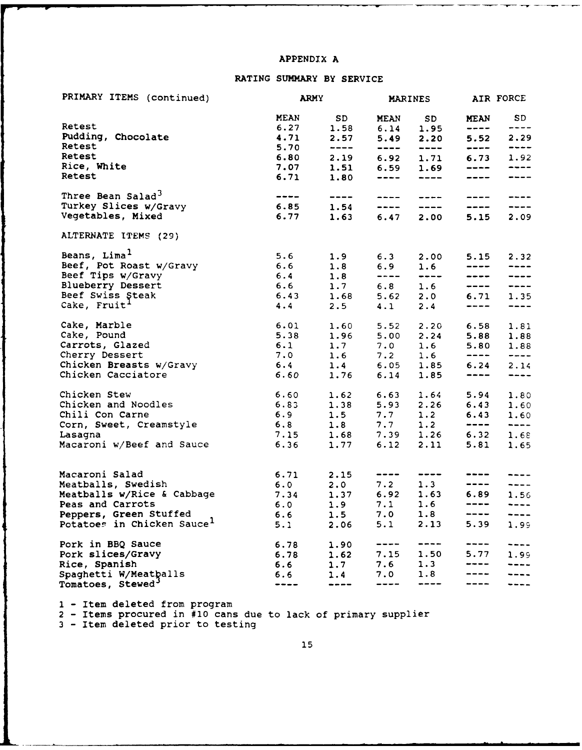## APPENDIX A

## RATING SUMMARY BY SERVICE

| PRIMARY ITEMS (continued) | ARMY | | MARINES | | AIR FORCE | |
|---|---|---|---|---|---|---|
| | MEAN | SD | MEAN | SD | MEAN | SD |
| Retest | 6.27 | 1.58 | 6.14 | 1.95 | ---- | ---- |
| Pudding, Chocolate | 4.71 | 2.57 | 5.49 | 2.20 | 5.52 | 2.29 |
| Retest | 5.70 | ---- | ---- | ---- | ---- | ---- |
| Retest | 6.80 | 2.19 | 6.92 | 1.71 | 6.73 | 1.92 |
| Rice, White | 7.07 | 1.51 | 6.59 | 1.69 | ---- | ---- |
| Retest | 6.71 | 1.80 | ---- | ---- | ---- | ---- |
| Three Bean Salad[3] | ---- | ---- | ---- | ---- | ---- | ---- |
| Turkey Slices w/Gravy | 6.85 | 1.54 | ---- | ---- | ---- | ---- |
| Vegetables, Mixed | 6.77 | 1.63 | 6.47 | 2.00 | 5.15 | 2.09 |
| ALTERNATE ITEMS (29) | | | | | | |
| Beans, Lima[1] | 5.6 | 1.9 | 6.3 | 2.00 | 5.15 | 2.32 |
| Beef, Pot Roast w/Gravy | 6.6 | 1.8 | 6.9 | 1.6 | ---- | ---- |
| Beef Tips w/Gravy | 6.4 | 1.8 | ---- | ---- | ---- | ---- |
| Blueberry Dessert | 6.6 | 1.7 | 6.8 | 1.6 | ---- | ---- |
| Beef Swiss Steak | 6.43 | 1.68 | 5.62 | 2.0 | 6.71 | 1.35 |
| Cake, Fruit[1] | 4.4 | 2.5 | 4.1 | 2.4 | ---- | ---- |
| Cake, Marble | 6.01 | 1.60 | 5.52 | 2.20 | 6.58 | 1.81 |
| Cake, Pound | 5.38 | 1.96 | 5.00 | 2.24 | 5.88 | 1.88 |
| Carrots, Glazed | 6.1 | 1.7 | 7.0 | 1.6 | 5.80 | 1.88 |
| Cherry Dessert | 7.0 | 1.6 | 7.2 | 1.6 | ---- | ---- |
| Chicken Breasts w/Gravy | 6.4 | 1.4 | 6.05 | 1.85 | 6.24 | 2.14 |
| Chicken Cacciatore | 6.60 | 1.76 | 6.14 | 1.85 | ---- | ---- |
| Chicken Stew | 6.60 | 1.62 | 6.63 | 1.64 | 5.94 | 1.80 |
| Chicken and Noodles | 6.83 | 1.38 | 5.93 | 2.26 | 6.43 | 1.60 |
| Chili Con Carne | 6.9 | 1.5 | 7.7 | 1.2 | 6.43 | 1.60 |
| Corn, Sweet, Creamstyle | 6.8 | 1.8 | 7.7 | 1.2 | ---- | ---- |
| Lasagna | 7.15 | 1.68 | 7.39 | 1.26 | 6.32 | 1.68 |
| Macaroni w/Beef and Sauce | 6.36 | 1.77 | 6.12 | 2.11 | 5.81 | 1.65 |
| Macaroni Salad | 6.71 | 2.15 | ---- | ---- | ---- | ---- |
| Meatballs, Swedish | 6.0 | 2.0 | 7.2 | 1.3 | ---- | ---- |
| Meatballs w/Rice & Cabbage | 7.34 | 1.37 | 6.92 | 1.63 | 6.89 | 1.56 |
| Peas and Carrots | 6.0 | 1.9 | 7.1 | 1.6 | ---- | ---- |
| Peppers, Green Stuffed | 6.6 | 1.5 | 7.0 | 1.8 | ---- | ---- |
| Potatoes in Chicken Sauce[1] | 5.1 | 2.06 | 5.1 | 2.13 | 5.39 | 1.99 |
| Pork in BBQ Sauce | 6.78 | 1.90 | ---- | ---- | ---- | ---- |
| Pork slices/Gravy | 6.78 | 1.62 | 7.15 | 1.50 | 5.77 | 1.99 |
| Rice, Spanish | 6.6 | 1.7 | 7.6 | 1.3 | ---- | ---- |
| Spaghetti W/Meatballs | 6.6 | 1.4 | 7.0 | 1.8 | ---- | ---- |
| Tomatoes, Stewed[3] | ---- | ---- | ---- | ---- | ---- | ---- |

1 - Item deleted from program
2 - Items procured in #10 cans due to lack of primary supplier
3 - Item deleted prior to testing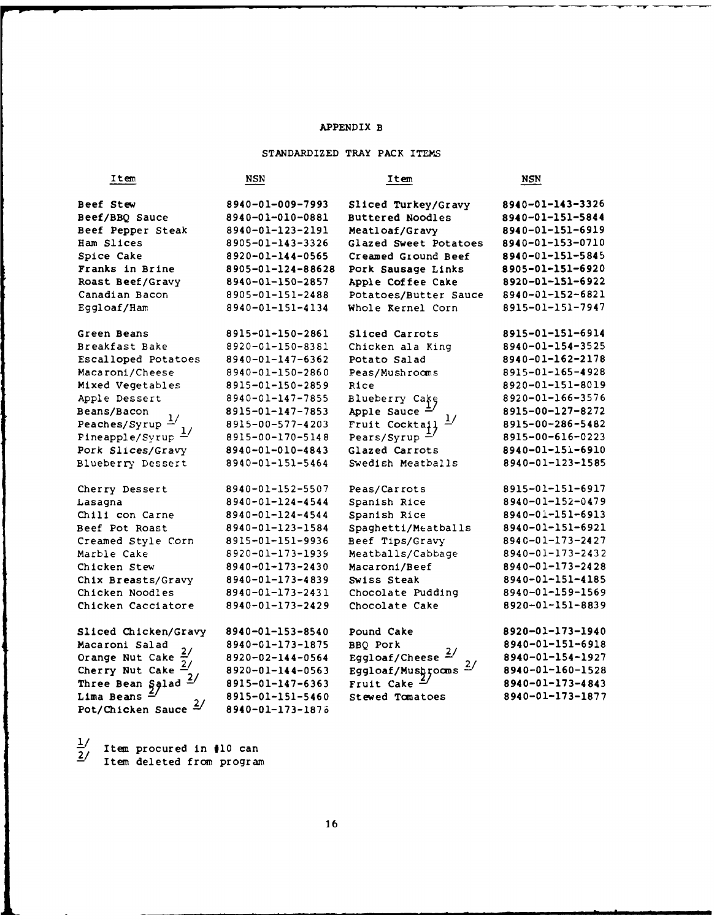# APPENDIX B

## STANDARDIZED TRAY PACK ITEMS

| Item | NSN | Item | NSN |
|---|---|---|---|
| Beef Stew | 8940-01-009-7993 | Sliced Turkey/Gravy | 8940-01-143-3326 |
| Beef/BBQ Sauce | 8940-01-010-0881 | Buttered Noodles | 8940-01-151-5844 |
| Beef Pepper Steak | 8940-01-123-2191 | Meatloaf/Gravy | 8940-01-151-6919 |
| Ham Slices | 8905-01-143-3326 | Glazed Sweet Potatoes | 8940-01-153-0710 |
| Spice Cake | 8920-01-144-0565 | Creamed Ground Beef | 8940-01-151-5845 |
| Franks in Brine | 8905-01-124-88628 | Pork Sausage Links | 8905-01-151-6920 |
| Roast Beef/Gravy | 8940-01-150-2857 | Apple Coffee Cake | 8920-01-151-6922 |
| Canadian Bacon | 8905-01-151-2488 | Potatoes/Butter Sauce | 8940-01-152-6821 |
| Eggloaf/Ham | 8940-01-151-4134 | Whole Kernel Corn | 8915-01-151-7947 |
| Green Beans | 8915-01-150-2861 | Sliced Carrots | 8915-01-151-6914 |
| Breakfast Bake | 8920-01-150-8381 | Chicken ala King | 8940-01-154-3525 |
| Escalloped Potatoes | 8940-01-147-6362 | Potato Salad | 8940-01-162-2178 |
| Macaroni/Cheese | 8940-01-150-2860 | Peas/Mushrooms | 8915-01-165-4928 |
| Mixed Vegetables | 8915-01-150-2859 | Rice | 8920-01-151-8019 |
| Apple Dessert | 8940-01-147-7855 | Blueberry Cake | 8920-01-166-3576 |
| Beans/Bacon | 8915-01-147-7853 | Apple Sauce 1/ | 8915-00-127-8272 |
| Peaches/Syrup 1/ | 8915-00-577-4203 | Fruit Cocktail 1/ | 8915-00-286-5482 |
| Pineapple/Syrup 1/ | 8915-00-170-5148 | Pears/Syrup 1/ | 8915-00-616-0223 |
| Pork Slices/Gravy | 8940-01-010-4843 | Glazed Carrots | 8940-01-151-6910 |
| Blueberry Dessert | 8940-01-151-5464 | Swedish Meatballs | 8940-01-123-1585 |
| Cherry Dessert | 8940-01-152-5507 | Peas/Carrots | 8915-01-151-6917 |
| Lasagna | 8940-01-124-4544 | Spanish Rice | 8940-01-152-0479 |
| Chili con Carne | 8940-01-124-4544 | Spanish Rice | 8940-01-151-6913 |
| Beef Pot Roast | 8940-01-123-1584 | Spaghetti/Meatballs | 8940-01-151-6921 |
| Creamed Style Corn | 8915-01-151-9936 | Beef Tips/Gravy | 8940-01-173-2427 |
| Marble Cake | 8920-01-173-1939 | Meatballs/Cabbage | 8940-01-173-2432 |
| Chicken Stew | 8940-01-173-2430 | Macaroni/Beef | 8940-01-173-2428 |
| Chix Breasts/Gravy | 8940-01-173-4839 | Swiss Steak | 8940-01-151-4185 |
| Chicken Noodles | 8940-01-173-2431 | Chocolate Pudding | 8940-01-159-1569 |
| Chicken Cacciatore | 8940-01-173-2429 | Chocolate Cake | 8920-01-151-8839 |
| Sliced Chicken/Gravy | 8940-01-153-8540 | Pound Cake | 8920-01-173-1940 |
| Macaroni Salad | 8940-01-173-1875 | BBQ Pork | 8940-01-151-6918 |
| Orange Nut Cake 2/ | 8920-02-144-0564 | Eggloaf/Cheese 2/ | 8940-01-154-1927 |
| Cherry Nut Cake 2/ | 8920-01-144-0563 | Eggloaf/Mushrooms 2/ | 8940-01-160-1528 |
| Three Bean Salad 2/ | 8915-01-147-6363 | Fruit Cake 2/ | 8940-01-173-4843 |
| Lima Beans 2/ | 8915-01-151-5460 | Stewed Tomatoes | 8940-01-173-1877 |
| Pot/Chicken Sauce 2/ | 8940-01-173-1876 | | |

1/ Item procured in #10 can
2/ Item deleted from program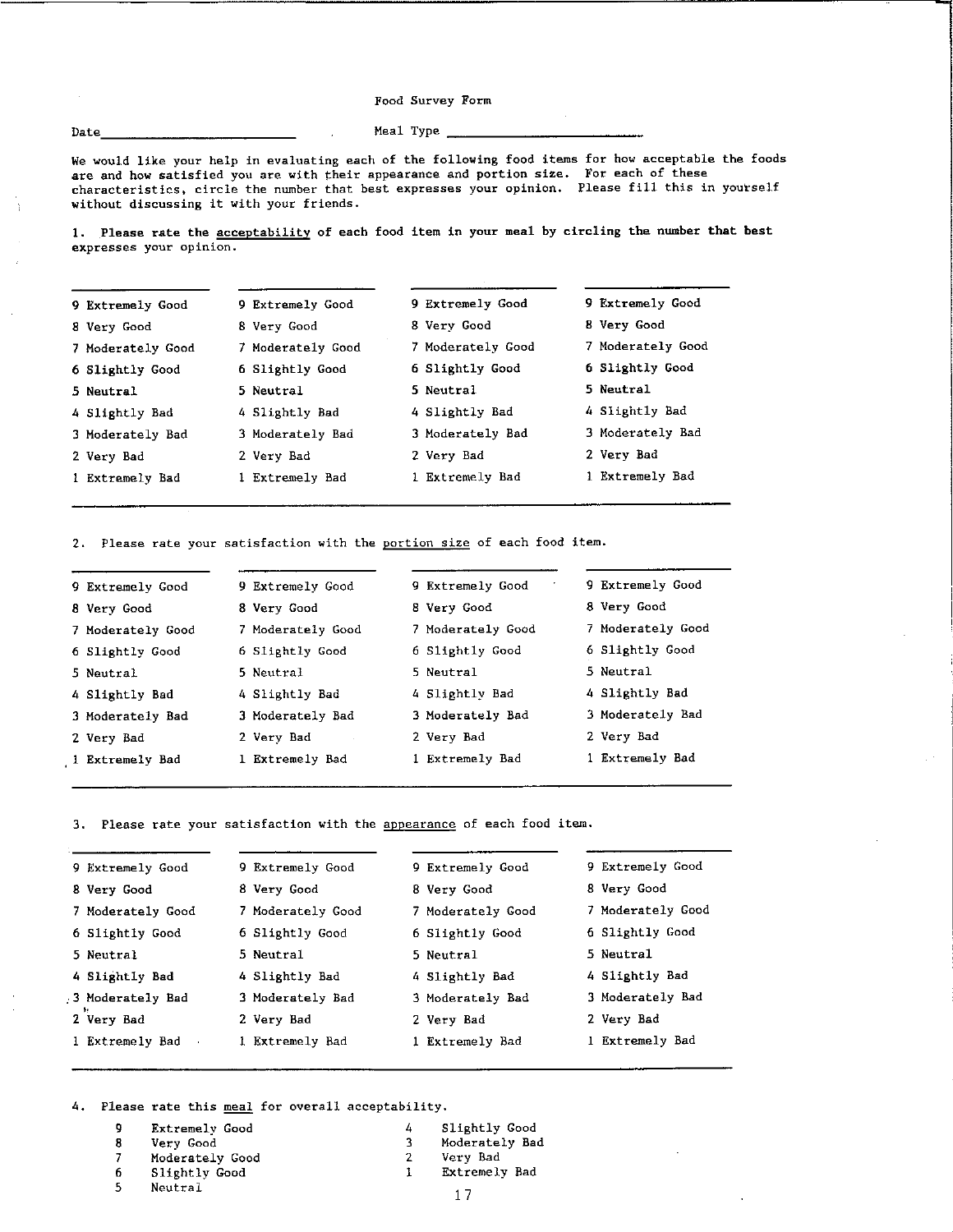Food Survey Form

Date__________________________ Meal Type __________________________

We would like your help in evaluating each of the following food items for how acceptable the foods are and how satisfied you are with their appearance and portion size. For each of these characteristics, circle the number that best expresses your opinion. Please fill this in yourself without discussing it with your friends.

1. **Please rate the acceptability of each food item in your meal by circling the number that best expresses your opinion.**

| ________ | ________ | ________ | ________ |
|---|---|---|---|
| 9 Extremely Good | 9 Extremely Good | 9 Extremely Good | 9 Extremely Good |
| 8 Very Good | 8 Very Good | 8 Very Good | 8 Very Good |
| 7 Moderately Good | 7 Moderately Good | 7 Moderately Good | 7 Moderately Good |
| 6 Slightly Good | 6 Slightly Good | 6 Slightly Good | 6 Slightly Good |
| 5 Neutral | 5 Neutral | 5 Neutral | 5 Neutral |
| 4 Slightly Bad | 4 Slightly Bad | 4 Slightly Bad | 4 Slightly Bad |
| 3 Moderately Bad | 3 Moderately Bad | 3 Moderately Bad | 3 Moderately Bad |
| 2 Very Bad | 2 Very Bad | 2 Very Bad | 2 Very Bad |
| 1 Extremely Bad | 1 Extremely Bad | 1 Extremely Bad | 1 Extremely Bad |

2. Please rate your satisfaction with the portion size of each food item.

| ________ | ________ | ________ | ________ |
|---|---|---|---|
| 9 Extremely Good | 9 Extremely Good | 9 Extremely Good | 9 Extremely Good |
| 8 Very Good | 8 Very Good | 8 Very Good | 8 Very Good |
| 7 Moderately Good | 7 Moderately Good | 7 Moderately Good | 7 Moderately Good |
| 6 Slightly Good | 6 Slightly Good | 6 Slightly Good | 6 Slightly Good |
| 5 Neutral | 5 Neutral | 5 Neutral | 5 Neutral |
| 4 Slightly Bad | 4 Slightly Bad | 4 Slightly Bad | 4 Slightly Bad |
| 3 Moderately Bad | 3 Moderately Bad | 3 Moderately Bad | 3 Moderately Bad |
| 2 Very Bad | 2 Very Bad | 2 Very Bad | 2 Very Bad |
| 1 Extremely Bad | 1 Extremely Bad | 1 Extremely Bad | 1 Extremely Bad |

3. Please rate your satisfaction with the appearance of each food item.

| ________ | ________ | ________ | ________ |
|---|---|---|---|
| 9 Extremely Good | 9 Extremely Good | 9 Extremely Good | 9 Extremely Good |
| 8 Very Good | 8 Very Good | 8 Very Good | 8 Very Good |
| 7 Moderately Good | 7 Moderately Good | 7 Moderately Good | 7 Moderately Good |
| 6 Slightly Good | 6 Slightly Good | 6 Slightly Good | 6 Slightly Good |
| 5 Neutral | 5 Neutral | 5 Neutral | 5 Neutral |
| 4 Slightly Bad | 4 Slightly Bad | 4 Slightly Bad | 4 Slightly Bad |
| 3 Moderately Bad | 3 Moderately Bad | 3 Moderately Bad | 3 Moderately Bad |
| 2 Very Bad | 2 Very Bad | 2 Very Bad | 2 Very Bad |
| 1 Extremely Bad | 1 Extremely Bad | 1 Extremely Bad | 1 Extremely Bad |

4. Please rate this meal for overall acceptability.

| | | | |
|---|---|---|---|
| 9 | Extremely Good | 4 | Slightly Good |
| 8 | Very Good | 3 | Moderately Bad |
| 7 | Moderately Good | 2 | Very Bad |
| 6 | Slightly Good | 1 | Extremely Bad |
| 5 | Neutral | | |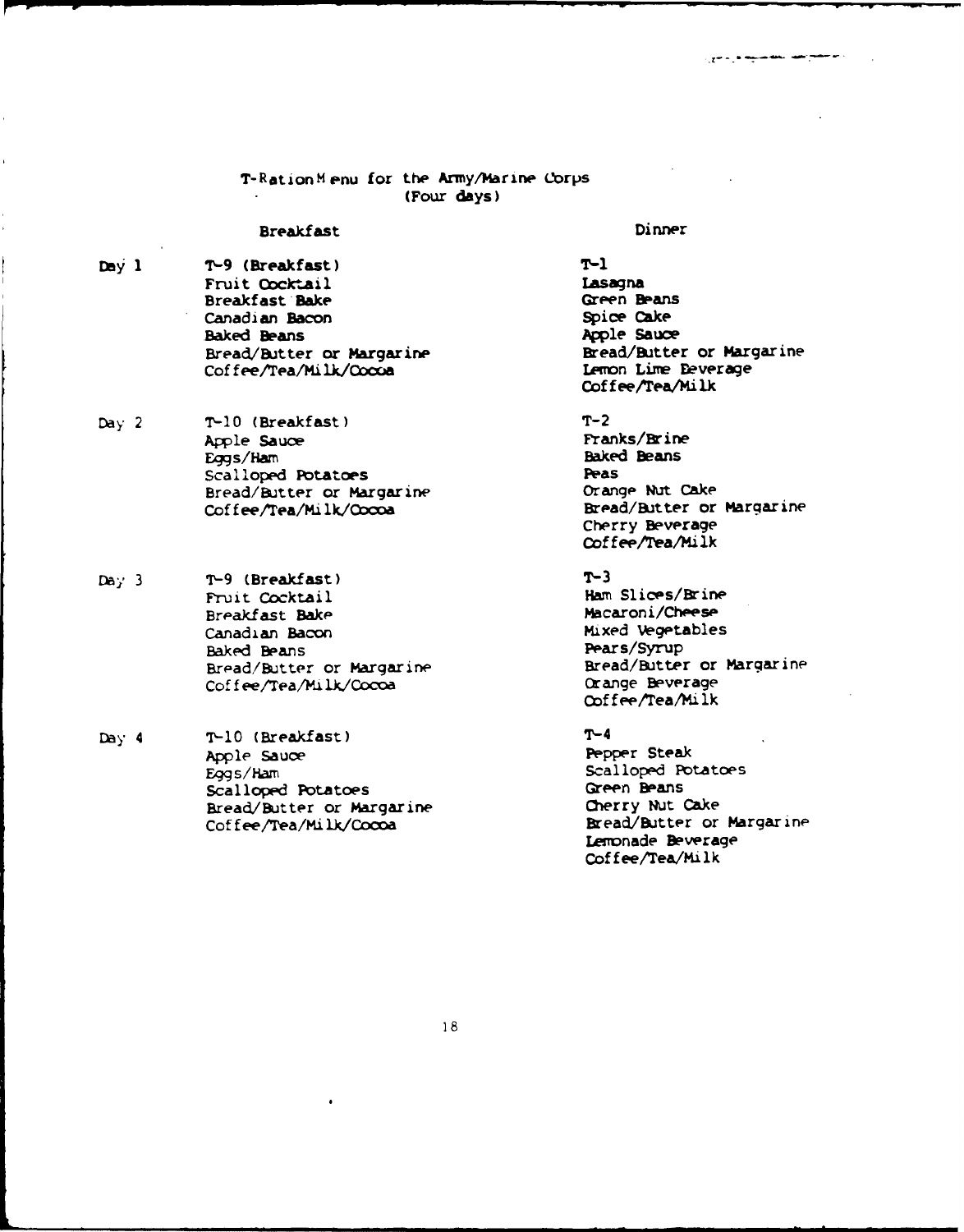T-Ration Menu for the Army/Marine Corps
(Four days)

| | Breakfast | Dinner |
|---|---|---|
| Day 1 | T-9 (Breakfast)<br>Fruit Cocktail<br>Breakfast Bake<br>Canadian Bacon<br>Baked Beans<br>Bread/Butter or Margarine<br>Coffee/Tea/Milk/Cocoa | T-1<br>Lasagna<br>Green Beans<br>Spice Cake<br>Apple Sauce<br>Bread/Butter or Margarine<br>Lemon Lime Beverage<br>Coffee/Tea/Milk |
| Day 2 | T-10 (Breakfast)<br>Apple Sauce<br>Eggs/Ham<br>Scalloped Potatoes<br>Bread/Butter or Margarine<br>Coffee/Tea/Milk/Cocoa | T-2<br>Franks/Brine<br>Baked Beans<br>Peas<br>Orange Nut Cake<br>Bread/Butter or Margarine<br>Cherry Beverage<br>Coffee/Tea/Milk |
| Day 3 | T-9 (Breakfast)<br>Fruit Cocktail<br>Breakfast Bake<br>Canadian Bacon<br>Baked Beans<br>Bread/Butter or Margarine<br>Coffee/Tea/Milk/Cocoa | T-3<br>Ham Slices/Brine<br>Macaroni/Cheese<br>Mixed Vegetables<br>Pears/Syrup<br>Bread/Butter or Margarine<br>Orange Beverage<br>Coffee/Tea/Milk |
| Day 4 | T-10 (Breakfast)<br>Apple Sauce<br>Eggs/Ham<br>Scalloped Potatoes<br>Bread/Butter or Margarine<br>Coffee/Tea/Milk/Cocoa | T-4<br>Pepper Steak<br>Scalloped Potatoes<br>Green Beans<br>Cherry Nut Cake<br>Bread/Butter or Margarine<br>Lemonade Beverage<br>Coffee/Tea/Milk |